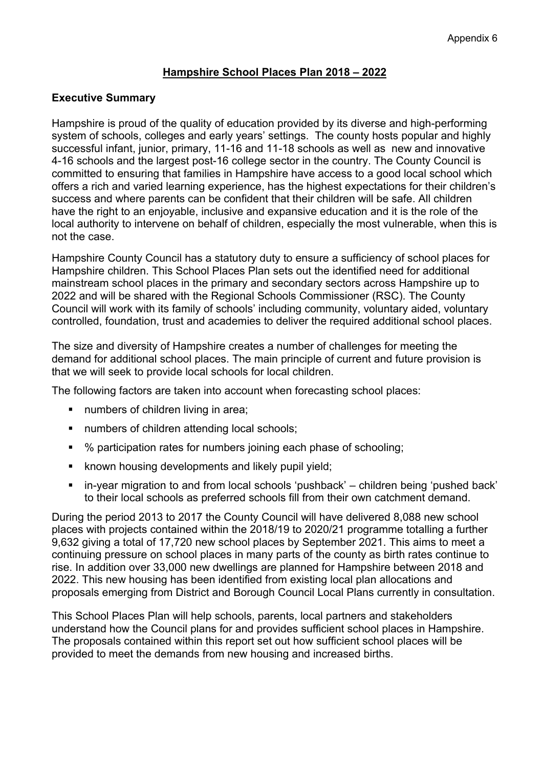Appendix 6

# Hampshire School Places Plan 2018 – 2022

## Executive Summary

Hampshire is proud of the quality of education provided by its diverse and high-performing system of schools, colleges and early years' settings. The county hosts popular and highly successful infant, junior, primary, 11-16 and 11-18 schools as well as new and innovative 4-16 schools and the largest post-16 college sector in the country. The County Council is committed to ensuring that families in Hampshire have access to a good local school which offers a rich and varied learning experience, has the highest expectations for their children's success and where parents can be confident that their children will be safe. All children have the right to an enjoyable, inclusive and expansive education and it is the role of the local authority to intervene on behalf of children, especially the most vulnerable, when this is not the case.

Hampshire County Council has a statutory duty to ensure a sufficiency of school places for Hampshire children. This School Places Plan sets out the identified need for additional mainstream school places in the primary and secondary sectors across Hampshire up to 2022 and will be shared with the Regional Schools Commissioner (RSC). The County Council will work with its family of schools' including community, voluntary aided, voluntary controlled, foundation, trust and academies to deliver the required additional school places.

The size and diversity of Hampshire creates a number of challenges for meeting the demand for additional school places. The main principle of current and future provision is that we will seek to provide local schools for local children.

The following factors are taken into account when forecasting school places:

- numbers of children living in area;
- numbers of children attending local schools;
- % participation rates for numbers joining each phase of schooling;
- known housing developments and likely pupil yield;
- in-year migration to and from local schools 'pushback' – children being 'pushed back' to their local schools as preferred schools fill from their own catchment demand.

During the period 2013 to 2017 the County Council will have delivered 8,088 new school places with projects contained within the 2018/19 to 2020/21 programme totalling a further 9,632 giving a total of 17,720 new school places by September 2021. This aims to meet a continuing pressure on school places in many parts of the county as birth rates continue to rise. In addition over 33,000 new dwellings are planned for Hampshire between 2018 and 2022. This new housing has been identified from existing local plan allocations and proposals emerging from District and Borough Council Local Plans currently in consultation.

This School Places Plan will help schools, parents, local partners and stakeholders understand how the Council plans for and provides sufficient school places in Hampshire. The proposals contained within this report set out how sufficient school places will be provided to meet the demands from new housing and increased births.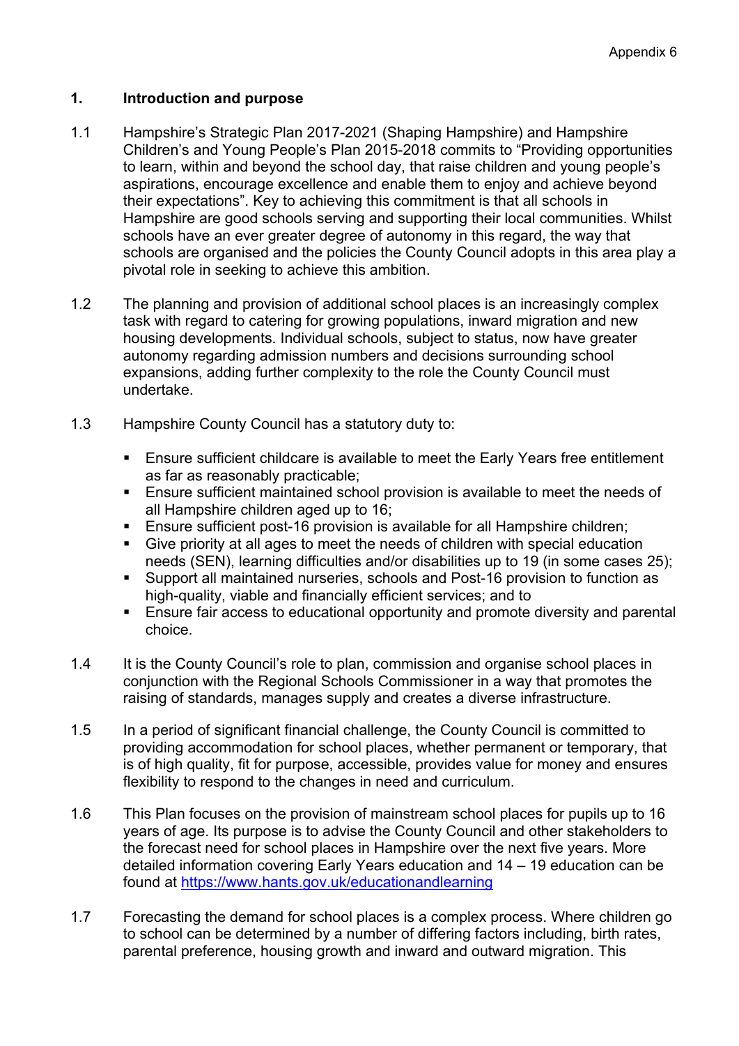Appendix 6

## 1. Introduction and purpose

1.1 Hampshire's Strategic Plan 2017-2021 (Shaping Hampshire) and Hampshire Children's and Young People's Plan 2015-2018 commits to "Providing opportunities to learn, within and beyond the school day, that raise children and young people's aspirations, encourage excellence and enable them to enjoy and achieve beyond their expectations". Key to achieving this commitment is that all schools in Hampshire are good schools serving and supporting their local communities. Whilst schools have an ever greater degree of autonomy in this regard, the way that schools are organised and the policies the County Council adopts in this area play a pivotal role in seeking to achieve this ambition.

1.2 The planning and provision of additional school places is an increasingly complex task with regard to catering for growing populations, inward migration and new housing developments. Individual schools, subject to status, now have greater autonomy regarding admission numbers and decisions surrounding school expansions, adding further complexity to the role the County Council must undertake.

1.3 Hampshire County Council has a statutory duty to:

- Ensure sufficient childcare is available to meet the Early Years free entitlement as far as reasonably practicable;
- Ensure sufficient maintained school provision is available to meet the needs of all Hampshire children aged up to 16;
- Ensure sufficient post-16 provision is available for all Hampshire children;
- Give priority at all ages to meet the needs of children with special education needs (SEN), learning difficulties and/or disabilities up to 19 (in some cases 25);
- Support all maintained nurseries, schools and Post-16 provision to function as high-quality, viable and financially efficient services; and to
- Ensure fair access to educational opportunity and promote diversity and parental choice.

1.4 It is the County Council's role to plan, commission and organise school places in conjunction with the Regional Schools Commissioner in a way that promotes the raising of standards, manages supply and creates a diverse infrastructure.

1.5 In a period of significant financial challenge, the County Council is committed to providing accommodation for school places, whether permanent or temporary, that is of high quality, fit for purpose, accessible, provides value for money and ensures flexibility to respond to the changes in need and curriculum.

1.6 This Plan focuses on the provision of mainstream school places for pupils up to 16 years of age. Its purpose is to advise the County Council and other stakeholders to the forecast need for school places in Hampshire over the next five years. More detailed information covering Early Years education and 14 – 19 education can be found at [https://www.hants.gov.uk/educationandlearning](https://www.hants.gov.uk/educationandlearning)

1.7 Forecasting the demand for school places is a complex process. Where children go to school can be determined by a number of differing factors including, birth rates, parental preference, housing growth and inward and outward migration. This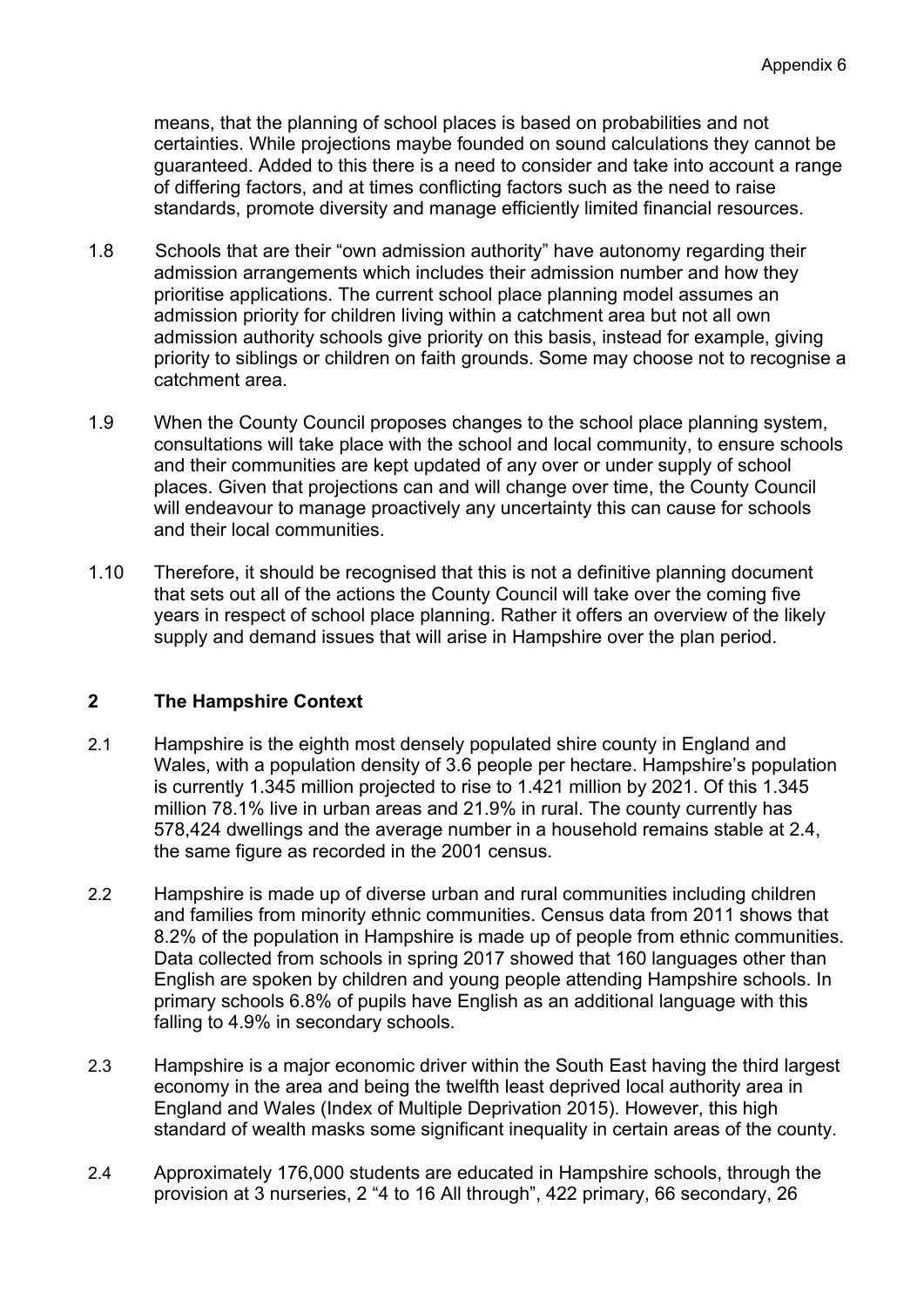means, that the planning of school places is based on probabilities and not certainties. While projections maybe founded on sound calculations they cannot be guaranteed. Added to this there is a need to consider and take into account a range of differing factors, and at times conflicting factors such as the need to raise standards, promote diversity and manage efficiently limited financial resources.

1.8 Schools that are their "own admission authority" have autonomy regarding their admission arrangements which includes their admission number and how they prioritise applications. The current school place planning model assumes an admission priority for children living within a catchment area but not all own admission authority schools give priority on this basis, instead for example, giving priority to siblings or children on faith grounds. Some may choose not to recognise a catchment area.

1.9 When the County Council proposes changes to the school place planning system, consultations will take place with the school and local community, to ensure schools and their communities are kept updated of any over or under supply of school places. Given that projections can and will change over time, the County Council will endeavour to manage proactively any uncertainty this can cause for schools and their local communities.

1.10 Therefore, it should be recognised that this is not a definitive planning document that sets out all of the actions the County Council will take over the coming five years in respect of school place planning. Rather it offers an overview of the likely supply and demand issues that will arise in Hampshire over the plan period.

## 2 The Hampshire Context

2.1 Hampshire is the eighth most densely populated shire county in England and Wales, with a population density of 3.6 people per hectare. Hampshire's population is currently 1.345 million projected to rise to 1.421 million by 2021. Of this 1.345 million 78.1% live in urban areas and 21.9% in rural. The county currently has 578,424 dwellings and the average number in a household remains stable at 2.4, the same figure as recorded in the 2001 census.

2.2 Hampshire is made up of diverse urban and rural communities including children and families from minority ethnic communities. Census data from 2011 shows that 8.2% of the population in Hampshire is made up of people from ethnic communities. Data collected from schools in spring 2017 showed that 160 languages other than English are spoken by children and young people attending Hampshire schools. In primary schools 6.8% of pupils have English as an additional language with this falling to 4.9% in secondary schools.

2.3 Hampshire is a major economic driver within the South East having the third largest economy in the area and being the twelfth least deprived local authority area in England and Wales (Index of Multiple Deprivation 2015). However, this high standard of wealth masks some significant inequality in certain areas of the county.

2.4 Approximately 176,000 students are educated in Hampshire schools, through the provision at 3 nurseries, 2 "4 to 16 All through", 422 primary, 66 secondary, 26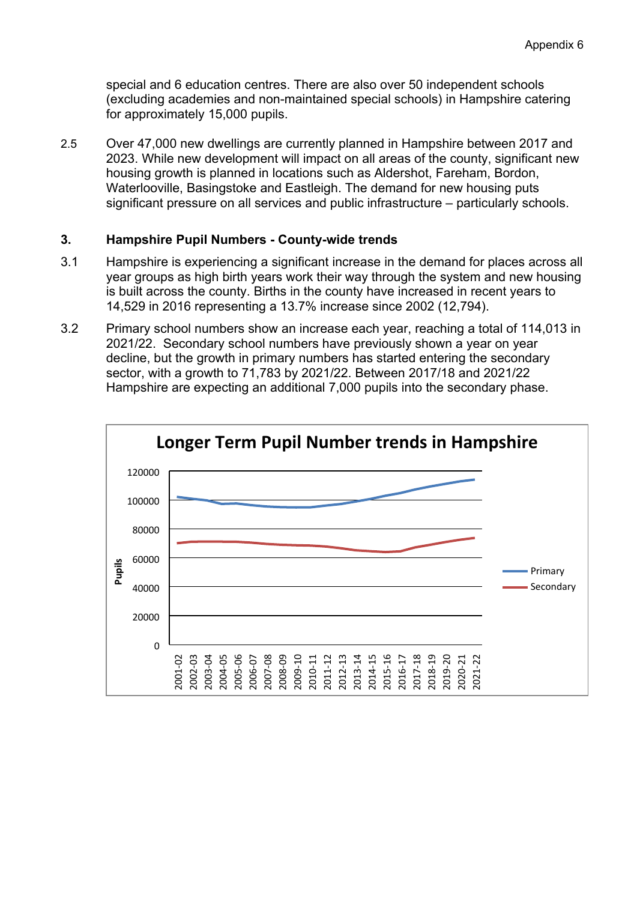special and 6 education centres. There are also over 50 independent schools (excluding academies and non-maintained special schools) in Hampshire catering for approximately 15,000 pupils.

2.5 Over 47,000 new dwellings are currently planned in Hampshire between 2017 and 2023. While new development will impact on all areas of the county, significant new housing growth is planned in locations such as Aldershot, Fareham, Bordon, Waterlooville, Basingstoke and Eastleigh. The demand for new housing puts significant pressure on all services and public infrastructure – particularly schools.

## 3. Hampshire Pupil Numbers - County-wide trends

3.1 Hampshire is experiencing a significant increase in the demand for places across all year groups as high birth years work their way through the system and new housing is built across the county. Births in the county have increased in recent years to 14,529 in 2016 representing a 13.7% increase since 2002 (12,794).

3.2 Primary school numbers show an increase each year, reaching a total of 114,013 in 2021/22. Secondary school numbers have previously shown a year on year decline, but the growth in primary numbers has started entering the secondary sector, with a growth to 71,783 by 2021/22. Between 2017/18 and 2021/22 Hampshire are expecting an additional 7,000 pupils into the secondary phase.

**Longer Term Pupil Number trends in Hampshire**

[Line chart: Pupils (0–120000) by year, 2001-02 to 2021-22. Series: Primary, Secondary.]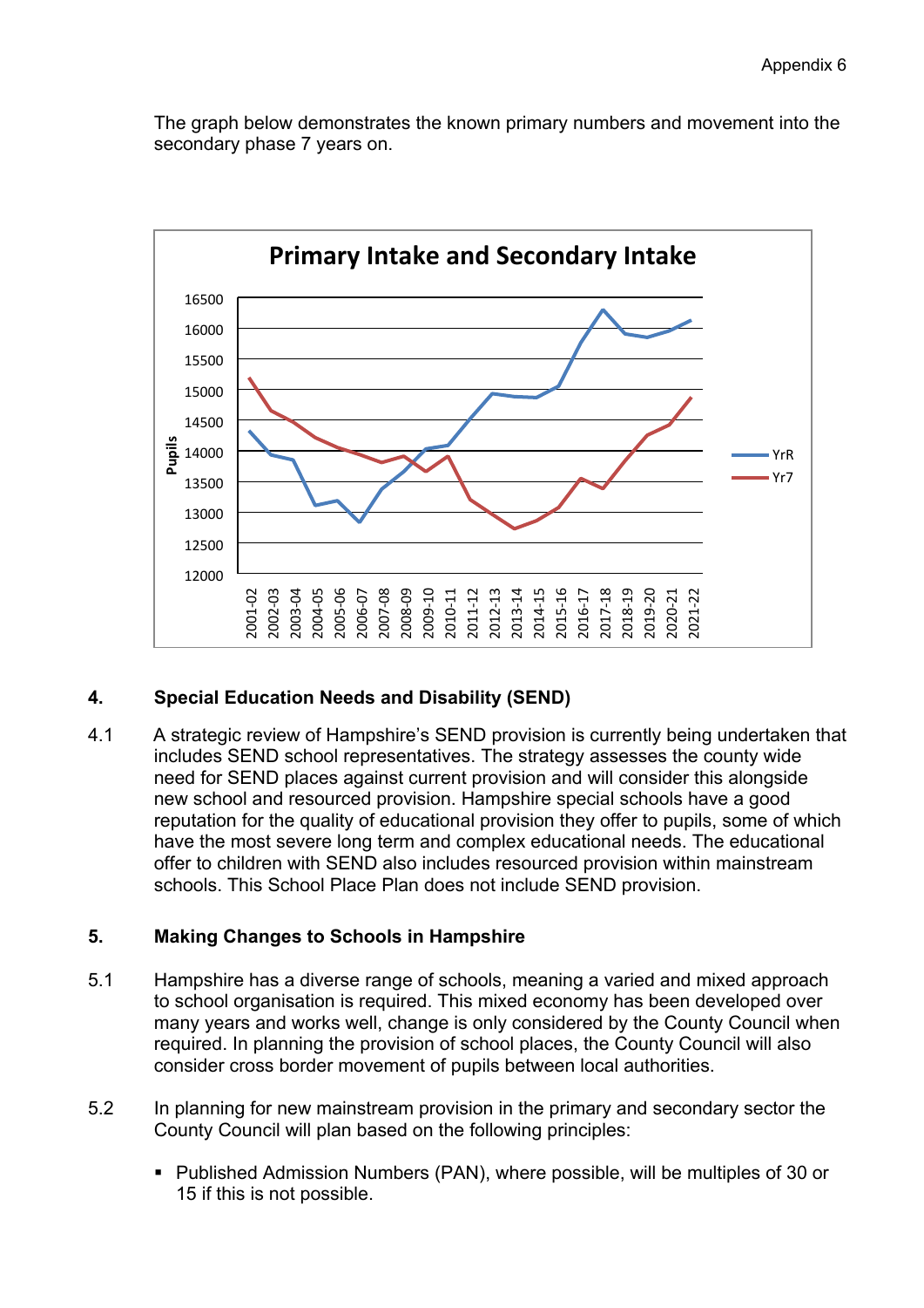The graph below demonstrates the known primary numbers and movement into the secondary phase 7 years on.

## 4. Special Education Needs and Disability (SEND)

4.1 A strategic review of Hampshire's SEND provision is currently being undertaken that includes SEND school representatives. The strategy assesses the county wide need for SEND places against current provision and will consider this alongside new school and resourced provision. Hampshire special schools have a good reputation for the quality of educational provision they offer to pupils, some of which have the most severe long term and complex educational needs. The educational offer to children with SEND also includes resourced provision within mainstream schools. This School Place Plan does not include SEND provision.

## 5. Making Changes to Schools in Hampshire

5.1 Hampshire has a diverse range of schools, meaning a varied and mixed approach to school organisation is required. This mixed economy has been developed over many years and works well, change is only considered by the County Council when required. In planning the provision of school places, the County Council will also consider cross border movement of pupils between local authorities.

5.2 In planning for new mainstream provision in the primary and secondary sector the County Council will plan based on the following principles:

- Published Admission Numbers (PAN), where possible, will be multiples of 30 or 15 if this is not possible.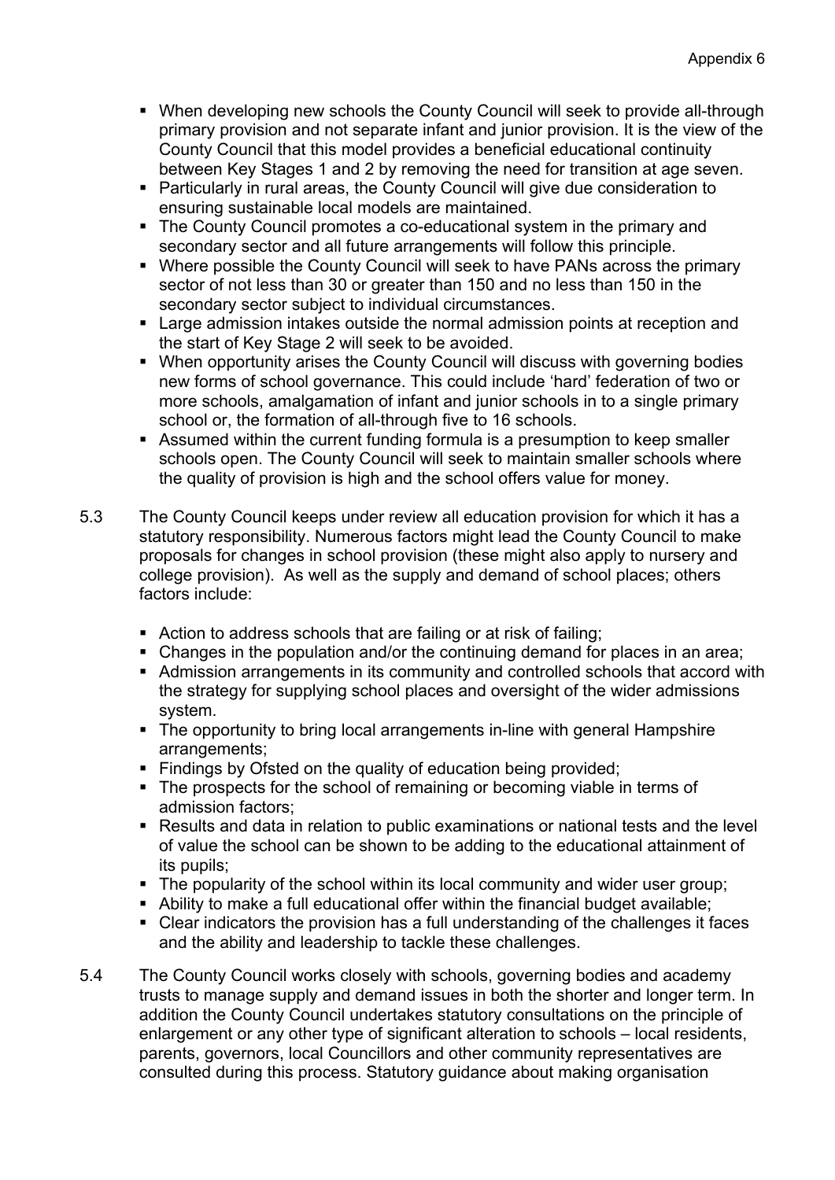- When developing new schools the County Council will seek to provide all-through primary provision and not separate infant and junior provision. It is the view of the County Council that this model provides a beneficial educational continuity between Key Stages 1 and 2 by removing the need for transition at age seven.
- Particularly in rural areas, the County Council will give due consideration to ensuring sustainable local models are maintained.
- The County Council promotes a co-educational system in the primary and secondary sector and all future arrangements will follow this principle.
- Where possible the County Council will seek to have PANs across the primary sector of not less than 30 or greater than 150 and no less than 150 in the secondary sector subject to individual circumstances.
- Large admission intakes outside the normal admission points at reception and the start of Key Stage 2 will seek to be avoided.
- When opportunity arises the County Council will discuss with governing bodies new forms of school governance. This could include 'hard' federation of two or more schools, amalgamation of infant and junior schools in to a single primary school or, the formation of all-through five to 16 schools.
- Assumed within the current funding formula is a presumption to keep smaller schools open. The County Council will seek to maintain smaller schools where the quality of provision is high and the school offers value for money.

5.3 The County Council keeps under review all education provision for which it has a statutory responsibility. Numerous factors might lead the County Council to make proposals for changes in school provision (these might also apply to nursery and college provision). As well as the supply and demand of school places; others factors include:

- Action to address schools that are failing or at risk of failing;
- Changes in the population and/or the continuing demand for places in an area;
- Admission arrangements in its community and controlled schools that accord with the strategy for supplying school places and oversight of the wider admissions system.
- The opportunity to bring local arrangements in-line with general Hampshire arrangements;
- Findings by Ofsted on the quality of education being provided;
- The prospects for the school of remaining or becoming viable in terms of admission factors;
- Results and data in relation to public examinations or national tests and the level of value the school can be shown to be adding to the educational attainment of its pupils;
- The popularity of the school within its local community and wider user group;
- Ability to make a full educational offer within the financial budget available;
- Clear indicators the provision has a full understanding of the challenges it faces and the ability and leadership to tackle these challenges.

5.4 The County Council works closely with schools, governing bodies and academy trusts to manage supply and demand issues in both the shorter and longer term. In addition the County Council undertakes statutory consultations on the principle of enlargement or any other type of significant alteration to schools – local residents, parents, governors, local Councillors and other community representatives are consulted during this process. Statutory guidance about making organisation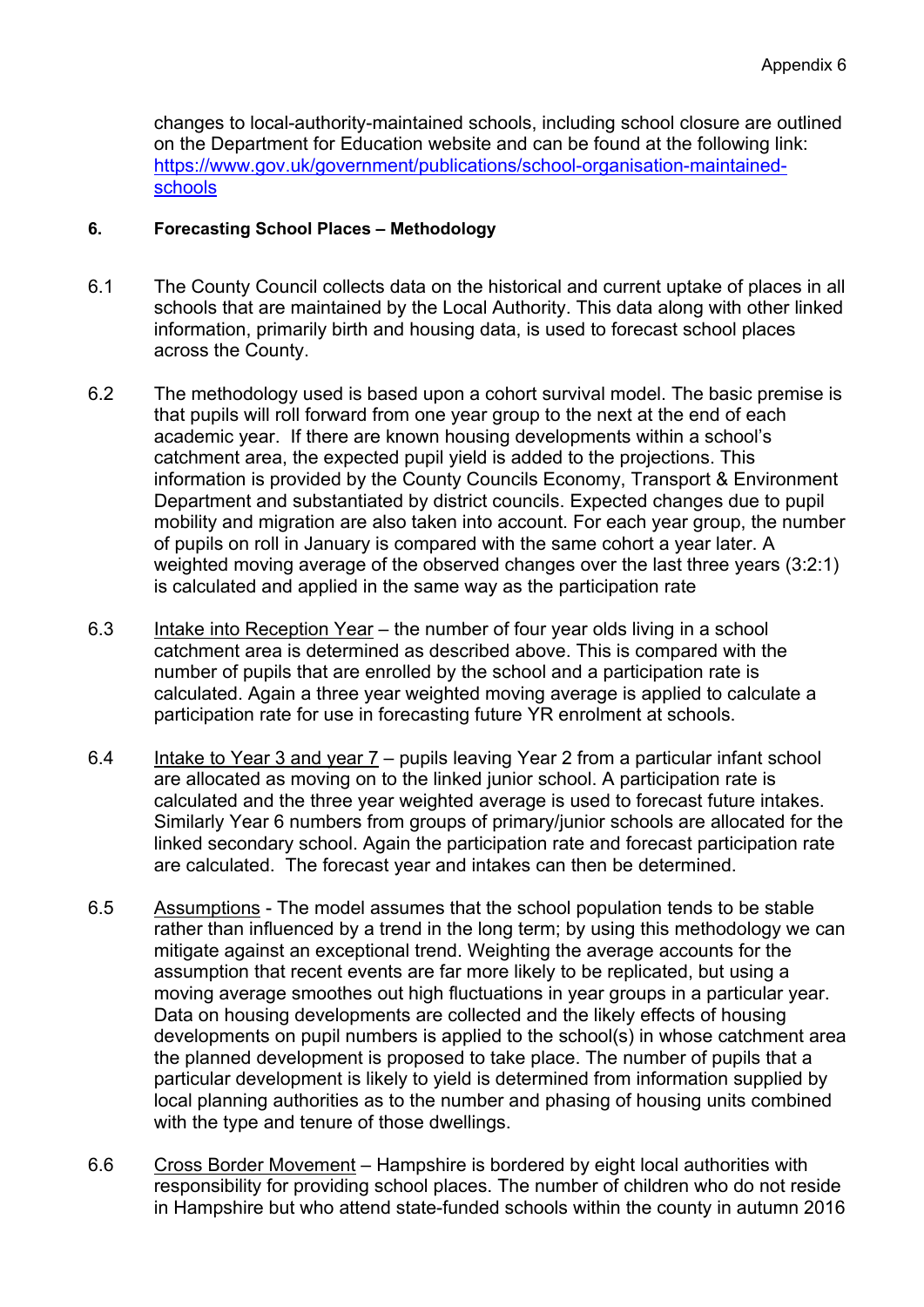changes to local-authority-maintained schools, including school closure are outlined on the Department for Education website and can be found at the following link: [https://www.gov.uk/government/publications/school-organisation-maintained-schools](https://www.gov.uk/government/publications/school-organisation-maintained-schools)

## 6. Forecasting School Places – Methodology

6.1 The County Council collects data on the historical and current uptake of places in all schools that are maintained by the Local Authority. This data along with other linked information, primarily birth and housing data, is used to forecast school places across the County.

6.2 The methodology used is based upon a cohort survival model. The basic premise is that pupils will roll forward from one year group to the next at the end of each academic year. If there are known housing developments within a school's catchment area, the expected pupil yield is added to the projections. This information is provided by the County Councils Economy, Transport & Environment Department and substantiated by district councils. Expected changes due to pupil mobility and migration are also taken into account. For each year group, the number of pupils on roll in January is compared with the same cohort a year later. A weighted moving average of the observed changes over the last three years (3:2:1) is calculated and applied in the same way as the participation rate

6.3 Intake into Reception Year – the number of four year olds living in a school catchment area is determined as described above. This is compared with the number of pupils that are enrolled by the school and a participation rate is calculated. Again a three year weighted moving average is applied to calculate a participation rate for use in forecasting future YR enrolment at schools.

6.4 Intake to Year 3 and year 7 – pupils leaving Year 2 from a particular infant school are allocated as moving on to the linked junior school. A participation rate is calculated and the three year weighted average is used to forecast future intakes. Similarly Year 6 numbers from groups of primary/junior schools are allocated for the linked secondary school. Again the participation rate and forecast participation rate are calculated. The forecast year and intakes can then be determined.

6.5 Assumptions - The model assumes that the school population tends to be stable rather than influenced by a trend in the long term; by using this methodology we can mitigate against an exceptional trend. Weighting the average accounts for the assumption that recent events are far more likely to be replicated, but using a moving average smoothes out high fluctuations in year groups in a particular year. Data on housing developments are collected and the likely effects of housing developments on pupil numbers is applied to the school(s) in whose catchment area the planned development is proposed to take place. The number of pupils that a particular development is likely to yield is determined from information supplied by local planning authorities as to the number and phasing of housing units combined with the type and tenure of those dwellings.

6.6 Cross Border Movement – Hampshire is bordered by eight local authorities with responsibility for providing school places. The number of children who do not reside in Hampshire but who attend state-funded schools within the county in autumn 2016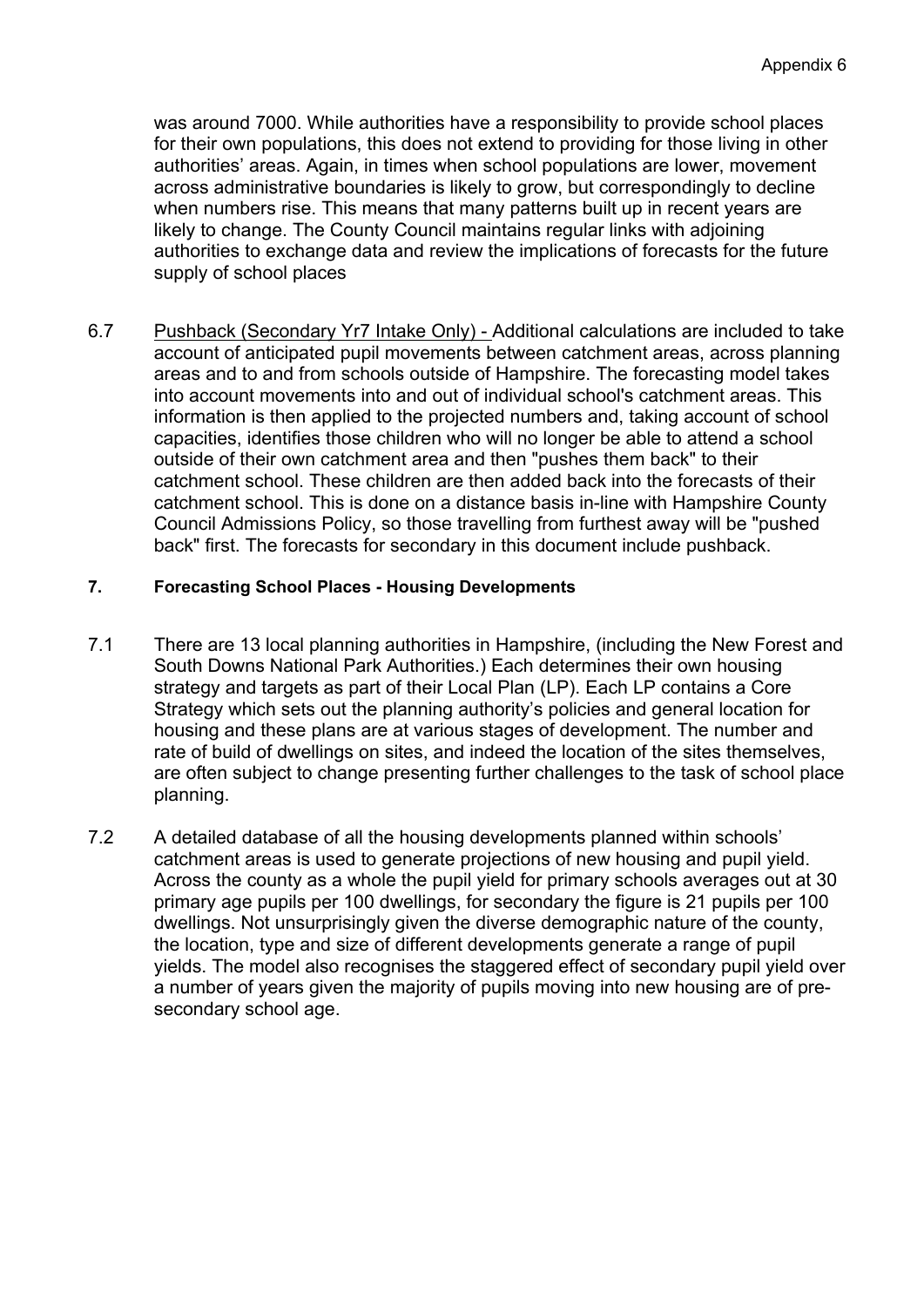was around 7000. While authorities have a responsibility to provide school places for their own populations, this does not extend to providing for those living in other authorities' areas. Again, in times when school populations are lower, movement across administrative boundaries is likely to grow, but correspondingly to decline when numbers rise. This means that many patterns built up in recent years are likely to change. The County Council maintains regular links with adjoining authorities to exchange data and review the implications of forecasts for the future supply of school places

6.7 Pushback (Secondary Yr7 Intake Only) - Additional calculations are included to take account of anticipated pupil movements between catchment areas, across planning areas and to and from schools outside of Hampshire. The forecasting model takes into account movements into and out of individual school's catchment areas. This information is then applied to the projected numbers and, taking account of school capacities, identifies those children who will no longer be able to attend a school outside of their own catchment area and then "pushes them back" to their catchment school. These children are then added back into the forecasts of their catchment school. This is done on a distance basis in-line with Hampshire County Council Admissions Policy, so those travelling from furthest away will be "pushed back" first. The forecasts for secondary in this document include pushback.

## 7. Forecasting School Places - Housing Developments

7.1 There are 13 local planning authorities in Hampshire, (including the New Forest and South Downs National Park Authorities.) Each determines their own housing strategy and targets as part of their Local Plan (LP). Each LP contains a Core Strategy which sets out the planning authority's policies and general location for housing and these plans are at various stages of development. The number and rate of build of dwellings on sites, and indeed the location of the sites themselves, are often subject to change presenting further challenges to the task of school place planning.

7.2 A detailed database of all the housing developments planned within schools' catchment areas is used to generate projections of new housing and pupil yield. Across the county as a whole the pupil yield for primary schools averages out at 30 primary age pupils per 100 dwellings, for secondary the figure is 21 pupils per 100 dwellings. Not unsurprisingly given the diverse demographic nature of the county, the location, type and size of different developments generate a range of pupil yields. The model also recognises the staggered effect of secondary pupil yield over a number of years given the majority of pupils moving into new housing are of pre-secondary school age.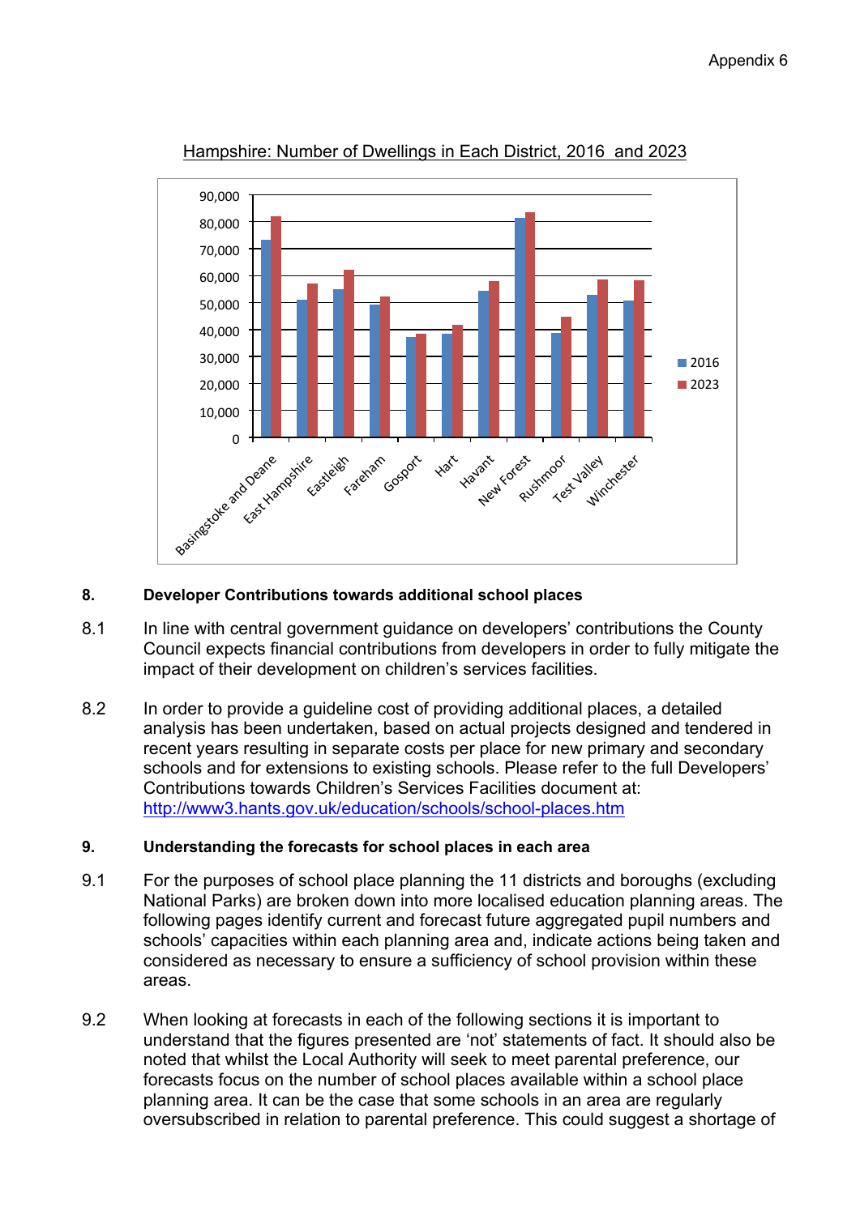Appendix 6

Hampshire: Number of Dwellings in Each District, 2016 and 2023

## 8. Developer Contributions towards additional school places

8.1 In line with central government guidance on developers' contributions the County Council expects financial contributions from developers in order to fully mitigate the impact of their development on children's services facilities.

8.2 In order to provide a guideline cost of providing additional places, a detailed analysis has been undertaken, based on actual projects designed and tendered in recent years resulting in separate costs per place for new primary and secondary schools and for extensions to existing schools. Please refer to the full Developers' Contributions towards Children's Services Facilities document at: http://www3.hants.gov.uk/education/schools/school-places.htm

## 9. Understanding the forecasts for school places in each area

9.1 For the purposes of school place planning the 11 districts and boroughs (excluding National Parks) are broken down into more localised education planning areas. The following pages identify current and forecast future aggregated pupil numbers and schools' capacities within each planning area and, indicate actions being taken and considered as necessary to ensure a sufficiency of school provision within these areas.

9.2 When looking at forecasts in each of the following sections it is important to understand that the figures presented are 'not' statements of fact. It should also be noted that whilst the Local Authority will seek to meet parental preference, our forecasts focus on the number of school places available within a school place planning area. It can be the case that some schools in an area are regularly oversubscribed in relation to parental preference. This could suggest a shortage of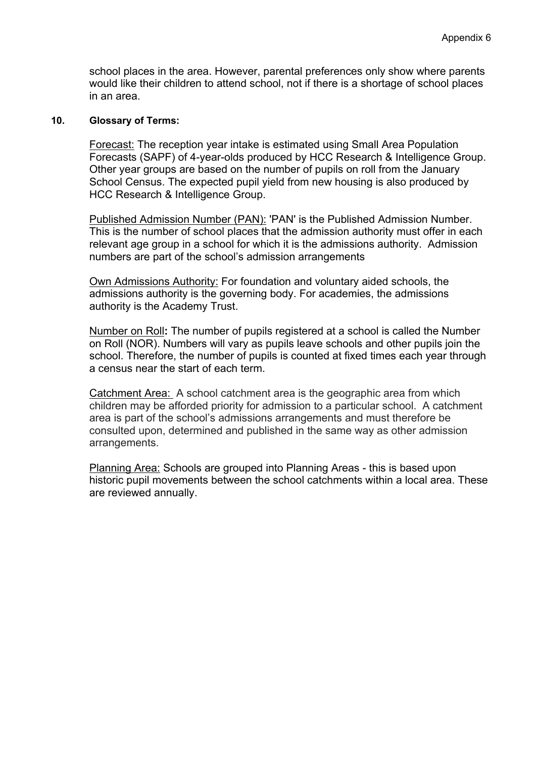school places in the area. However, parental preferences only show where parents would like their children to attend school, not if there is a shortage of school places in an area.

## 10. Glossary of Terms:

Forecast: The reception year intake is estimated using Small Area Population Forecasts (SAPF) of 4-year-olds produced by HCC Research & Intelligence Group. Other year groups are based on the number of pupils on roll from the January School Census. The expected pupil yield from new housing is also produced by HCC Research & Intelligence Group.

Published Admission Number (PAN): 'PAN' is the Published Admission Number. This is the number of school places that the admission authority must offer in each relevant age group in a school for which it is the admissions authority. Admission numbers are part of the school's admission arrangements

Own Admissions Authority: For foundation and voluntary aided schools, the admissions authority is the governing body. For academies, the admissions authority is the Academy Trust.

Number on Roll**:** The number of pupils registered at a school is called the Number on Roll (NOR). Numbers will vary as pupils leave schools and other pupils join the school. Therefore, the number of pupils is counted at fixed times each year through a census near the start of each term.

Catchment Area: A school catchment area is the geographic area from which children may be afforded priority for admission to a particular school. A catchment area is part of the school's admissions arrangements and must therefore be consulted upon, determined and published in the same way as other admission arrangements.

Planning Area: Schools are grouped into Planning Areas - this is based upon historic pupil movements between the school catchments within a local area. These are reviewed annually.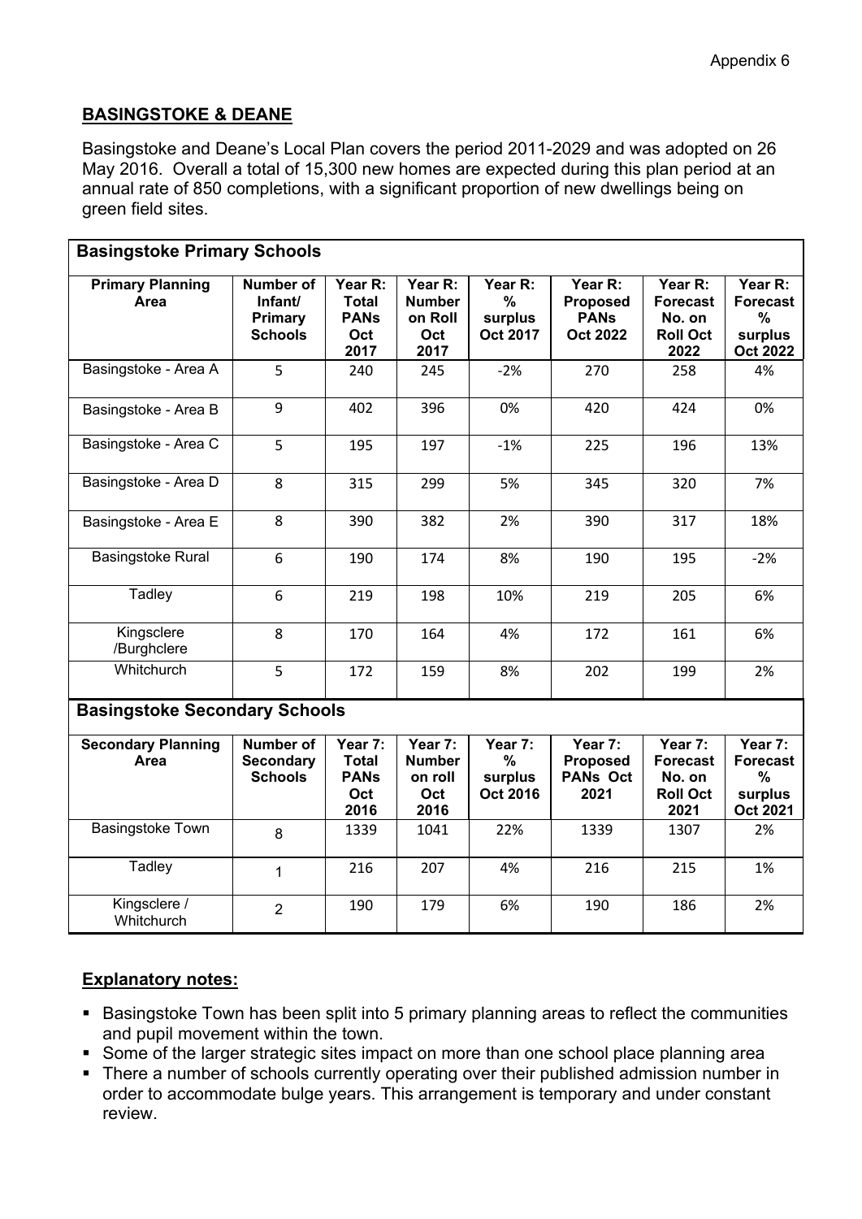Appendix 6

## BASINGSTOKE & DEANE

Basingstoke and Deane's Local Plan covers the period 2011-2029 and was adopted on 26 May 2016. Overall a total of 15,300 new homes are expected during this plan period at an annual rate of 850 completions, with a significant proportion of new dwellings being on green field sites.

**Basingstoke Primary Schools**

| Primary Planning Area | Number of Infant/ Primary Schools | Year R: Total PANs Oct 2017 | Year R: Number on Roll Oct 2017 | Year R: % surplus Oct 2017 | Year R: Proposed PANs Oct 2022 | Year R: Forecast No. on Roll Oct 2022 | Year R: Forecast % surplus Oct 2022 |
|---|---|---|---|---|---|---|---|
| Basingstoke - Area A | 5 | 240 | 245 | -2% | 270 | 258 | 4% |
| Basingstoke - Area B | 9 | 402 | 396 | 0% | 420 | 424 | 0% |
| Basingstoke - Area C | 5 | 195 | 197 | -1% | 225 | 196 | 13% |
| Basingstoke - Area D | 8 | 315 | 299 | 5% | 345 | 320 | 7% |
| Basingstoke - Area E | 8 | 390 | 382 | 2% | 390 | 317 | 18% |
| Basingstoke Rural | 6 | 190 | 174 | 8% | 190 | 195 | -2% |
| Tadley | 6 | 219 | 198 | 10% | 219 | 205 | 6% |
| Kingsclere /Burghclere | 8 | 170 | 164 | 4% | 172 | 161 | 6% |
| Whitchurch | 5 | 172 | 159 | 8% | 202 | 199 | 2% |

**Basingstoke Secondary Schools**

| Secondary Planning Area | Number of Secondary Schools | Year 7: Total PANs Oct 2016 | Year 7: Number on roll Oct 2016 | Year 7: % surplus Oct 2016 | Year 7: Proposed PANs Oct 2021 | Year 7: Forecast No. on Roll Oct 2021 | Year 7: Forecast % surplus Oct 2021 |
|---|---|---|---|---|---|---|---|
| Basingstoke Town | 8 | 1339 | 1041 | 22% | 1339 | 1307 | 2% |
| Tadley | 1 | 216 | 207 | 4% | 216 | 215 | 1% |
| Kingsclere / Whitchurch | 2 | 190 | 179 | 6% | 190 | 186 | 2% |

### Explanatory notes:

- Basingstoke Town has been split into 5 primary planning areas to reflect the communities and pupil movement within the town.
- Some of the larger strategic sites impact on more than one school place planning area
- There a number of schools currently operating over their published admission number in order to accommodate bulge years. This arrangement is temporary and under constant review.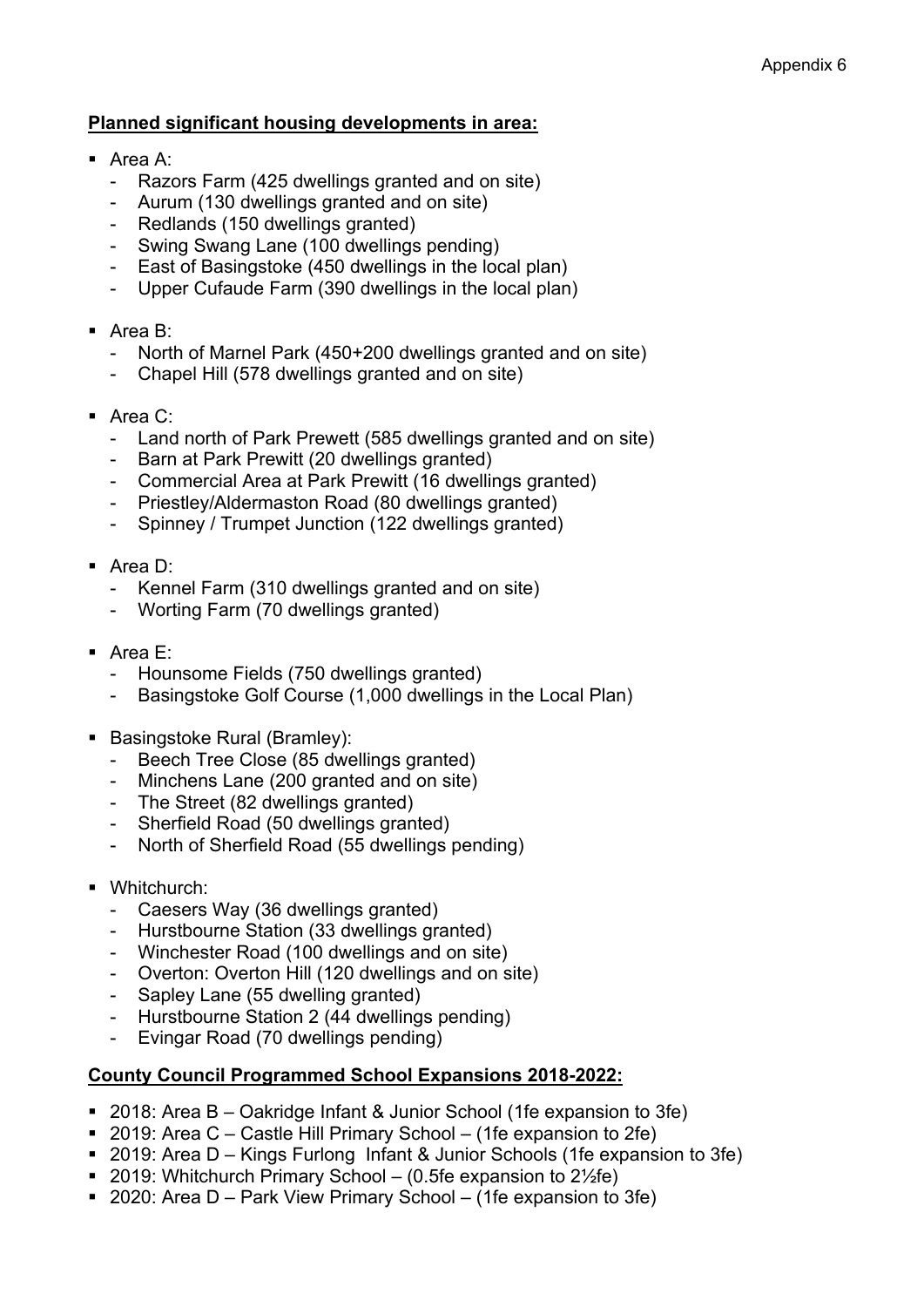Appendix 6

**Planned significant housing developments in area:**

- Area A:
  - Razors Farm (425 dwellings granted and on site)
  - Aurum (130 dwellings granted and on site)
  - Redlands (150 dwellings granted)
  - Swing Swang Lane (100 dwellings pending)
  - East of Basingstoke (450 dwellings in the local plan)
  - Upper Cufaude Farm (390 dwellings in the local plan)

- Area B:
  - North of Marnel Park (450+200 dwellings granted and on site)
  - Chapel Hill (578 dwellings granted and on site)

- Area C:
  - Land north of Park Prewett (585 dwellings granted and on site)
  - Barn at Park Prewitt (20 dwellings granted)
  - Commercial Area at Park Prewitt (16 dwellings granted)
  - Priestley/Aldermaston Road (80 dwellings granted)
  - Spinney / Trumpet Junction (122 dwellings granted)

- Area D:
  - Kennel Farm (310 dwellings granted and on site)
  - Worting Farm (70 dwellings granted)

- Area E:
  - Hounsome Fields (750 dwellings granted)
  - Basingstoke Golf Course (1,000 dwellings in the Local Plan)

- Basingstoke Rural (Bramley):
  - Beech Tree Close (85 dwellings granted)
  - Minchens Lane (200 granted and on site)
  - The Street (82 dwellings granted)
  - Sherfield Road (50 dwellings granted)
  - North of Sherfield Road (55 dwellings pending)

- Whitchurch:
  - Caesers Way (36 dwellings granted)
  - Hurstbourne Station (33 dwellings granted)
  - Winchester Road (100 dwellings and on site)
  - Overton: Overton Hill (120 dwellings and on site)
  - Sapley Lane (55 dwelling granted)
  - Hurstbourne Station 2 (44 dwellings pending)
  - Evingar Road (70 dwellings pending)

**County Council Programmed School Expansions 2018-2022:**

- 2018: Area B – Oakridge Infant & Junior School (1fe expansion to 3fe)
- 2019: Area C – Castle Hill Primary School – (1fe expansion to 2fe)
- 2019: Area D – Kings Furlong Infant & Junior Schools (1fe expansion to 3fe)
- 2019: Whitchurch Primary School – (0.5fe expansion to 2½fe)
- 2020: Area D – Park View Primary School – (1fe expansion to 3fe)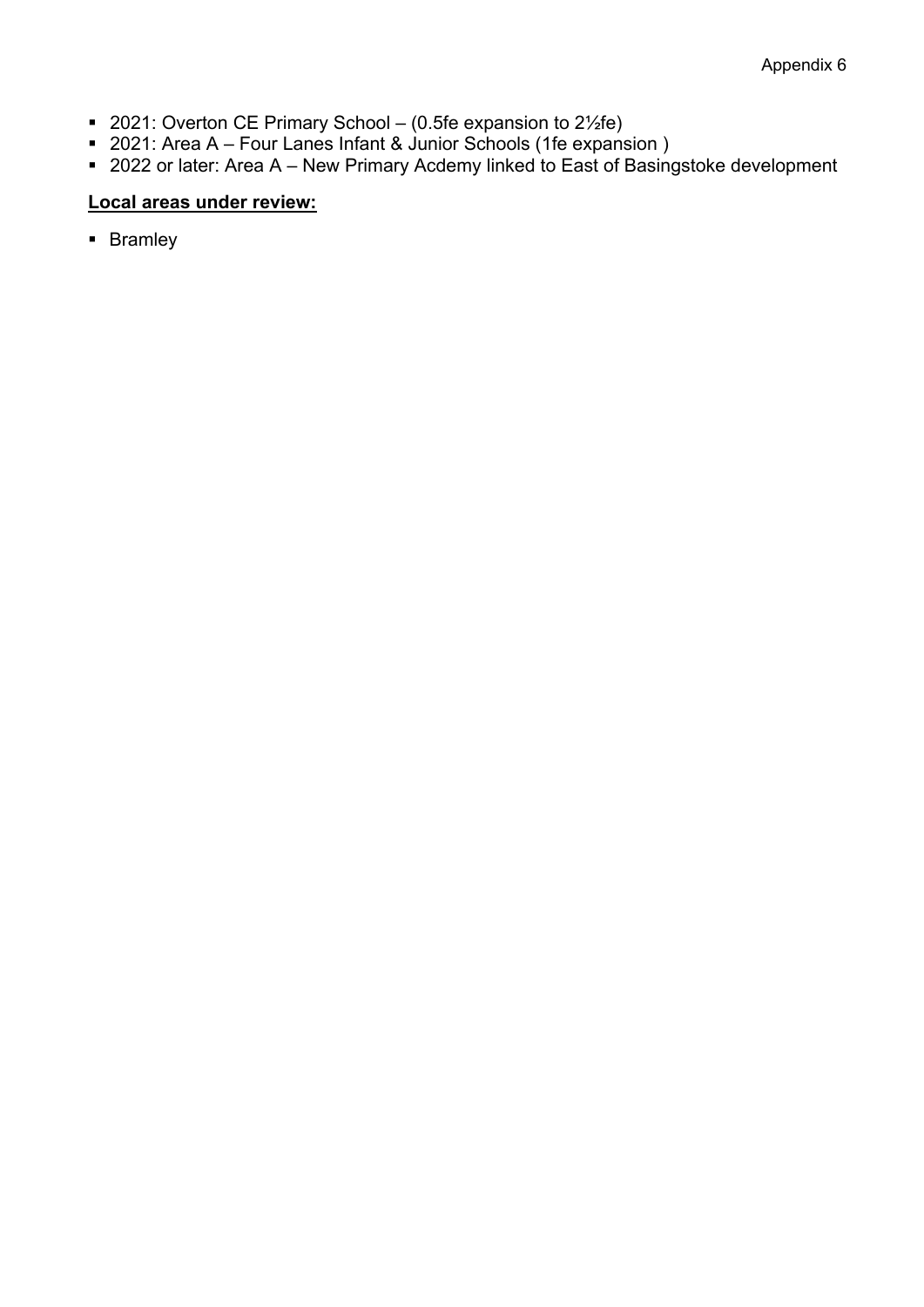- 2021: Overton CE Primary School – (0.5fe expansion to 2½fe)
- 2021: Area A – Four Lanes Infant & Junior Schools (1fe expansion )
- 2022 or later: Area A – New Primary Acdemy linked to East of Basingstoke development

**Local areas under review:**

- Bramley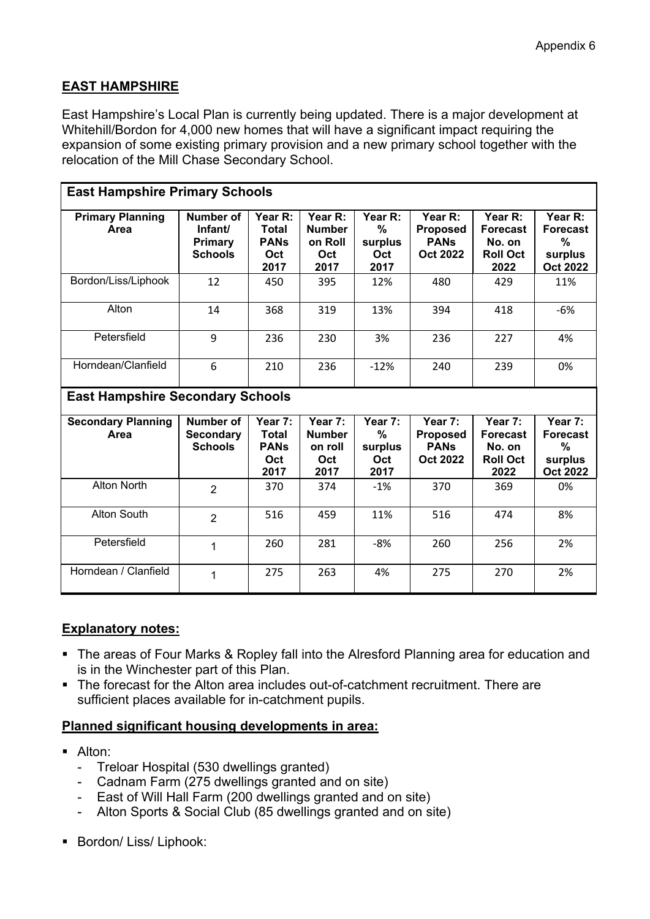Appendix 6

## EAST HAMPSHIRE

East Hampshire's Local Plan is currently being updated. There is a major development at Whitehill/Bordon for 4,000 new homes that will have a significant impact requiring the expansion of some existing primary provision and a new primary school together with the relocation of the Mill Chase Secondary School.

| East Hampshire Primary Schools | | | | | | | |
|---|---|---|---|---|---|---|---|
| **Primary Planning Area** | **Number of Infant/ Primary Schools** | **Year R: Total PANs Oct 2017** | **Year R: Number on Roll Oct 2017** | **Year R: % surplus Oct 2017** | **Year R: Proposed PANs Oct 2022** | **Year R: Forecast No. on Roll Oct 2022** | **Year R: Forecast % surplus Oct 2022** |
| Bordon/Liss/Liphook | 12 | 450 | 395 | 12% | 480 | 429 | 11% |
| Alton | 14 | 368 | 319 | 13% | 394 | 418 | -6% |
| Petersfield | 9 | 236 | 230 | 3% | 236 | 227 | 4% |
| Horndean/Clanfield | 6 | 210 | 236 | -12% | 240 | 239 | 0% |

| East Hampshire Secondary Schools | | | | | | | |
|---|---|---|---|---|---|---|---|
| **Secondary Planning Area** | **Number of Secondary Schools** | **Year 7: Total PANs Oct 2017** | **Year 7: Number on roll Oct 2017** | **Year 7: % surplus Oct 2017** | **Year 7: Proposed PANs Oct 2022** | **Year 7: Forecast No. on Roll Oct 2022** | **Year 7: Forecast % surplus Oct 2022** |
| Alton North | 2 | 370 | 374 | -1% | 370 | 369 | 0% |
| Alton South | 2 | 516 | 459 | 11% | 516 | 474 | 8% |
| Petersfield | 1 | 260 | 281 | -8% | 260 | 256 | 2% |
| Horndean / Clanfield | 1 | 275 | 263 | 4% | 275 | 270 | 2% |

### Explanatory notes:

- The areas of Four Marks & Ropley fall into the Alresford Planning area for education and is in the Winchester part of this Plan.
- The forecast for the Alton area includes out-of-catchment recruitment. There are sufficient places available for in-catchment pupils.

### Planned significant housing developments in area:

- Alton:
  - Treloar Hospital (530 dwellings granted)
  - Cadnam Farm (275 dwellings granted and on site)
  - East of Will Hall Farm (200 dwellings granted and on site)
  - Alton Sports & Social Club (85 dwellings granted and on site)
- Bordon/ Liss/ Liphook: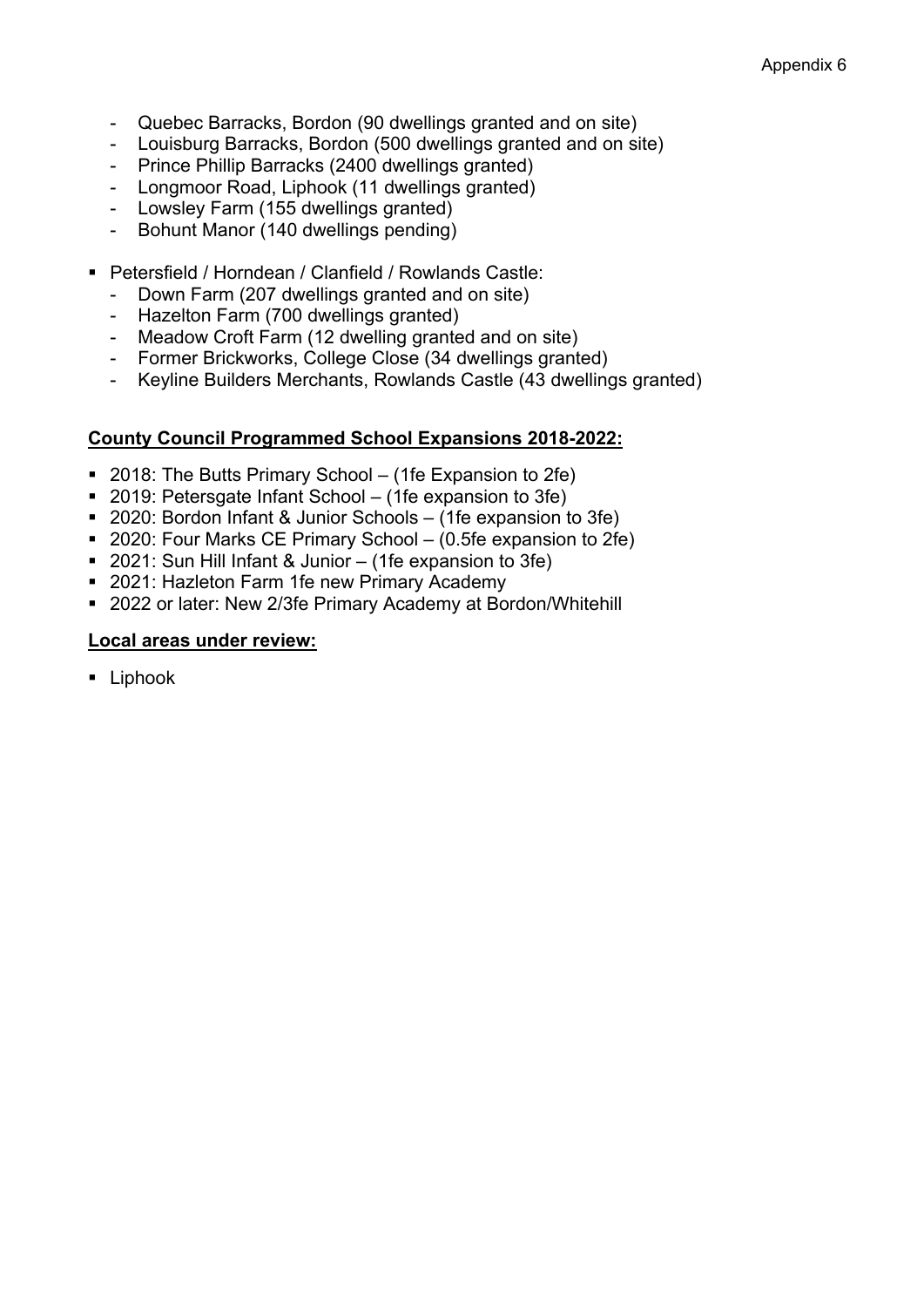- Quebec Barracks, Bordon (90 dwellings granted and on site)
  - Louisburg Barracks, Bordon (500 dwellings granted and on site)
  - Prince Phillip Barracks (2400 dwellings granted)
  - Longmoor Road, Liphook (11 dwellings granted)
  - Lowsley Farm (155 dwellings granted)
  - Bohunt Manor (140 dwellings pending)

- Petersfield / Horndean / Clanfield / Rowlands Castle:
  - Down Farm (207 dwellings granted and on site)
  - Hazelton Farm (700 dwellings granted)
  - Meadow Croft Farm (12 dwelling granted and on site)
  - Former Brickworks, College Close (34 dwellings granted)
  - Keyline Builders Merchants, Rowlands Castle (43 dwellings granted)

**County Council Programmed School Expansions 2018-2022:**

- 2018: The Butts Primary School – (1fe Expansion to 2fe)
- 2019: Petersgate Infant School – (1fe expansion to 3fe)
- 2020: Bordon Infant & Junior Schools – (1fe expansion to 3fe)
- 2020: Four Marks CE Primary School – (0.5fe expansion to 2fe)
- 2021: Sun Hill Infant & Junior – (1fe expansion to 3fe)
- 2021: Hazleton Farm 1fe new Primary Academy
- 2022 or later: New 2/3fe Primary Academy at Bordon/Whitehill

**Local areas under review:**

- Liphook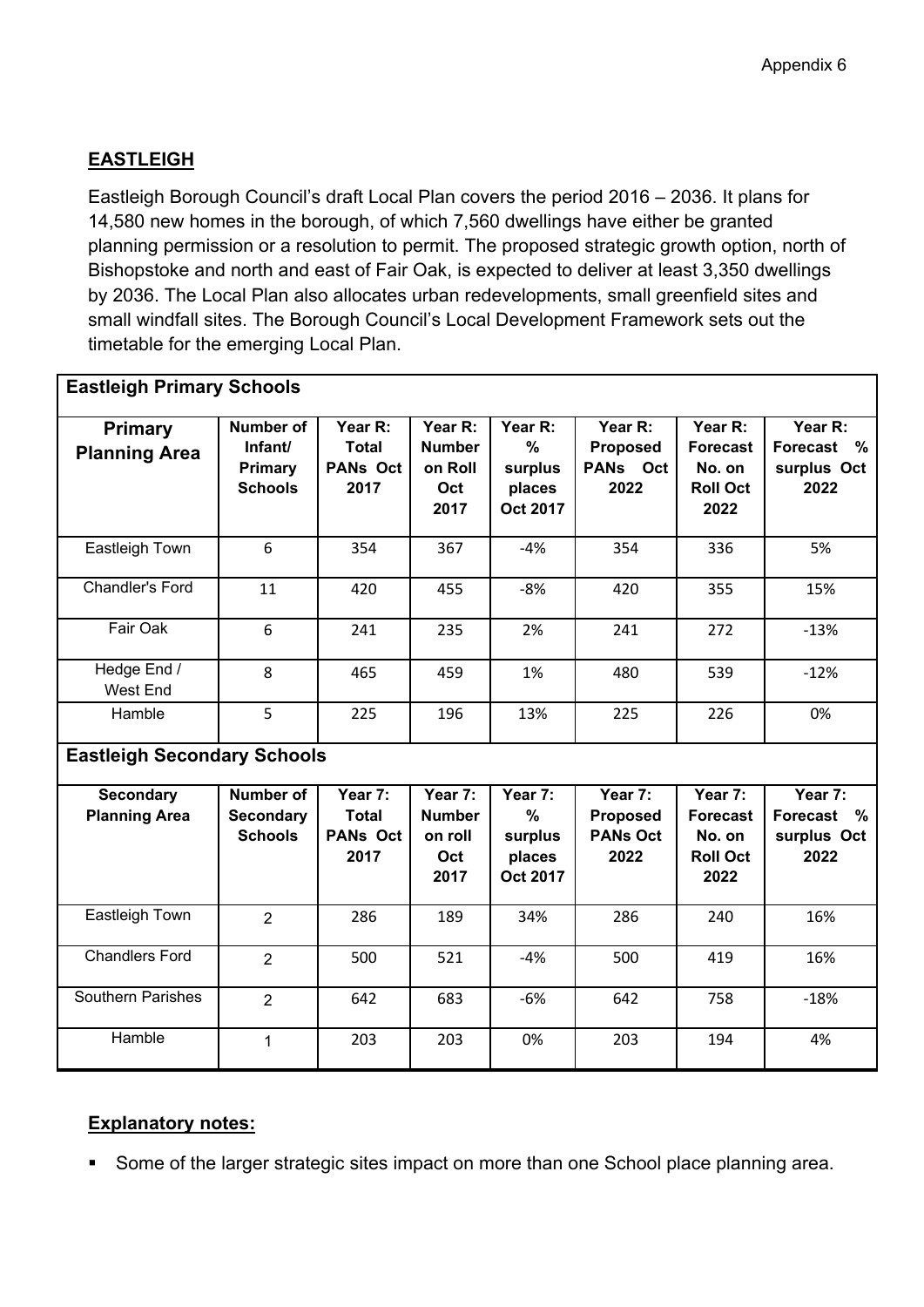Appendix 6

## EASTLEIGH

Eastleigh Borough Council's draft Local Plan covers the period 2016 – 2036. It plans for 14,580 new homes in the borough, of which 7,560 dwellings have either be granted planning permission or a resolution to permit. The proposed strategic growth option, north of Bishopstoke and north and east of Fair Oak, is expected to deliver at least 3,350 dwellings by 2036. The Local Plan also allocates urban redevelopments, small greenfield sites and small windfall sites. The Borough Council's Local Development Framework sets out the timetable for the emerging Local Plan.

**Eastleigh Primary Schools**

| Primary Planning Area | Number of Infant/ Primary Schools | Year R: Total PANs Oct 2017 | Year R: Number on Roll Oct 2017 | Year R: % surplus places Oct 2017 | Year R: Proposed PANs Oct 2022 | Year R: Forecast No. on Roll Oct 2022 | Year R: Forecast % surplus Oct 2022 |
|---|---|---|---|---|---|---|---|
| Eastleigh Town | 6 | 354 | 367 | -4% | 354 | 336 | 5% |
| Chandler's Ford | 11 | 420 | 455 | -8% | 420 | 355 | 15% |
| Fair Oak | 6 | 241 | 235 | 2% | 241 | 272 | -13% |
| Hedge End / West End | 8 | 465 | 459 | 1% | 480 | 539 | -12% |
| Hamble | 5 | 225 | 196 | 13% | 225 | 226 | 0% |

**Eastleigh Secondary Schools**

| Secondary Planning Area | Number of Secondary Schools | Year 7: Total PANs Oct 2017 | Year 7: Number on roll Oct 2017 | Year 7: % surplus places Oct 2017 | Year 7: Proposed PANs Oct 2022 | Year 7: Forecast No. on Roll Oct 2022 | Year 7: Forecast % surplus Oct 2022 |
|---|---|---|---|---|---|---|---|
| Eastleigh Town | 2 | 286 | 189 | 34% | 286 | 240 | 16% |
| Chandlers Ford | 2 | 500 | 521 | -4% | 500 | 419 | 16% |
| Southern Parishes | 2 | 642 | 683 | -6% | 642 | 758 | -18% |
| Hamble | 1 | 203 | 203 | 0% | 203 | 194 | 4% |

**Explanatory notes:**

- Some of the larger strategic sites impact on more than one School place planning area.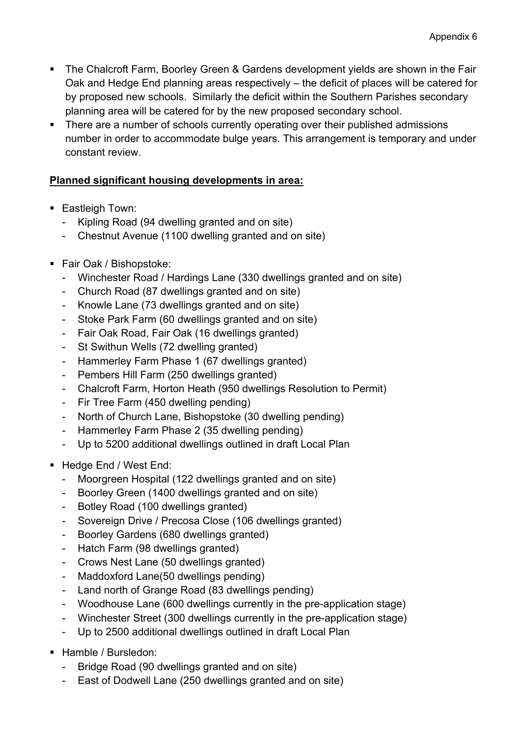- The Chalcroft Farm, Boorley Green & Gardens development yields are shown in the Fair Oak and Hedge End planning areas respectively – the deficit of places will be catered for by proposed new schools. Similarly the deficit within the Southern Parishes secondary planning area will be catered for by the new proposed secondary school.
- There are a number of schools currently operating over their published admissions number in order to accommodate bulge years. This arrangement is temporary and under constant review.

**Planned significant housing developments in area:**

- Eastleigh Town:
  - Kipling Road (94 dwelling granted and on site)
  - Chestnut Avenue (1100 dwelling granted and on site)
- Fair Oak / Bishopstoke:
  - Winchester Road / Hardings Lane (330 dwellings granted and on site)
  - Church Road (87 dwellings granted and on site)
  - Knowle Lane (73 dwellings granted and on site)
  - Stoke Park Farm (60 dwellings granted and on site)
  - Fair Oak Road, Fair Oak (16 dwellings granted)
  - St Swithun Wells (72 dwelling granted)
  - Hammerley Farm Phase 1 (67 dwellings granted)
  - Pembers Hill Farm (250 dwellings granted)
  - Chalcroft Farm, Horton Heath (950 dwellings Resolution to Permit)
  - Fir Tree Farm (450 dwelling pending)
  - North of Church Lane, Bishopstoke (30 dwelling pending)
  - Hammerley Farm Phase 2 (35 dwelling pending)
  - Up to 5200 additional dwellings outlined in draft Local Plan
- Hedge End / West End:
  - Moorgreen Hospital (122 dwellings granted and on site)
  - Boorley Green (1400 dwellings granted and on site)
  - Botley Road (100 dwellings granted)
  - Sovereign Drive / Precosa Close (106 dwellings granted)
  - Boorley Gardens (680 dwellings granted)
  - Hatch Farm (98 dwellings granted)
  - Crows Nest Lane (50 dwellings granted)
  - Maddoxford Lane(50 dwellings pending)
  - Land north of Grange Road (83 dwellings pending)
  - Woodhouse Lane (600 dwellings currently in the pre-application stage)
  - Winchester Street (300 dwellings currently in the pre-application stage)
  - Up to 2500 additional dwellings outlined in draft Local Plan
- Hamble / Bursledon:
  - Bridge Road (90 dwellings granted and on site)
  - East of Dodwell Lane (250 dwellings granted and on site)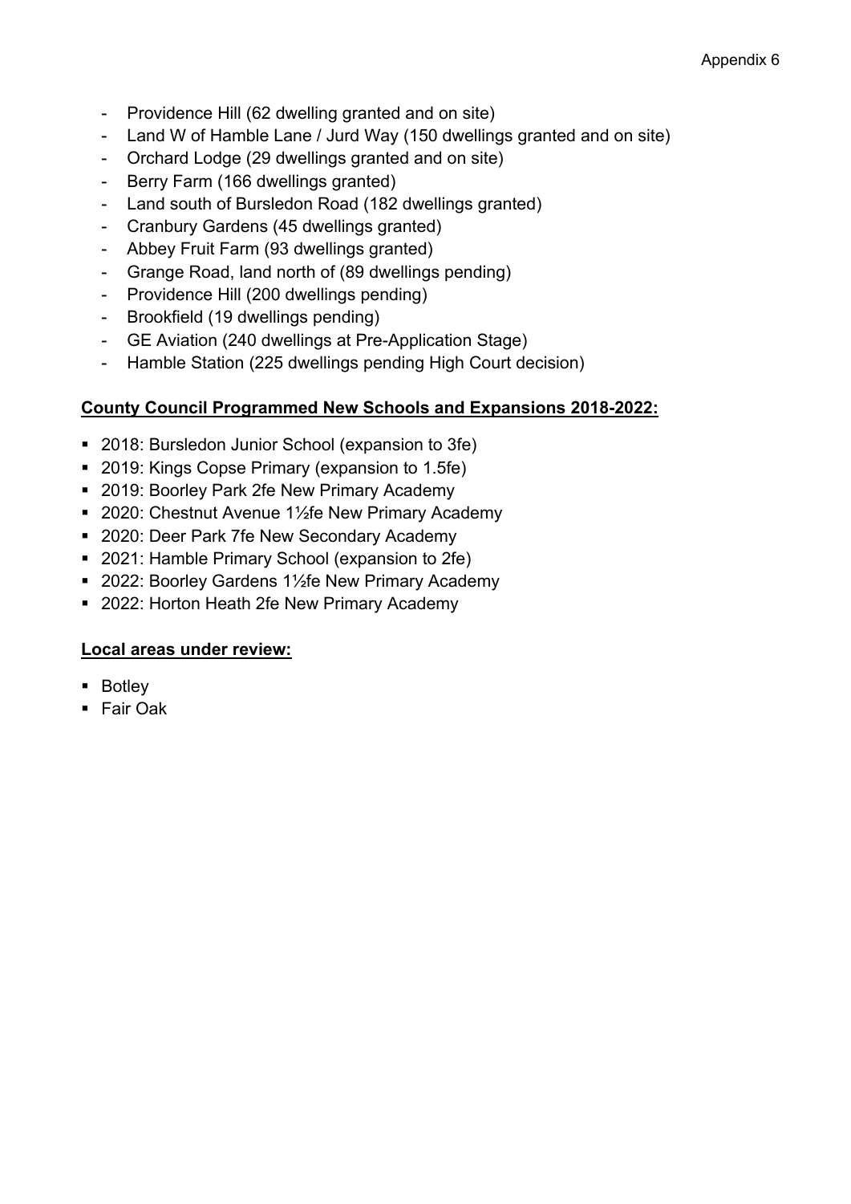- Providence Hill (62 dwelling granted and on site)
- Land W of Hamble Lane / Jurd Way (150 dwellings granted and on site)
- Orchard Lodge (29 dwellings granted and on site)
- Berry Farm (166 dwellings granted)
- Land south of Bursledon Road (182 dwellings granted)
- Cranbury Gardens (45 dwellings granted)
- Abbey Fruit Farm (93 dwellings granted)
- Grange Road, land north of (89 dwellings pending)
- Providence Hill (200 dwellings pending)
- Brookfield (19 dwellings pending)
- GE Aviation (240 dwellings at Pre-Application Stage)
- Hamble Station (225 dwellings pending High Court decision)

**County Council Programmed New Schools and Expansions 2018-2022:**

- 2018: Bursledon Junior School (expansion to 3fe)
- 2019: Kings Copse Primary (expansion to 1.5fe)
- 2019: Boorley Park 2fe New Primary Academy
- 2020: Chestnut Avenue 1½fe New Primary Academy
- 2020: Deer Park 7fe New Secondary Academy
- 2021: Hamble Primary School (expansion to 2fe)
- 2022: Boorley Gardens 1½fe New Primary Academy
- 2022: Horton Heath 2fe New Primary Academy

**Local areas under review:**

- Botley
- Fair Oak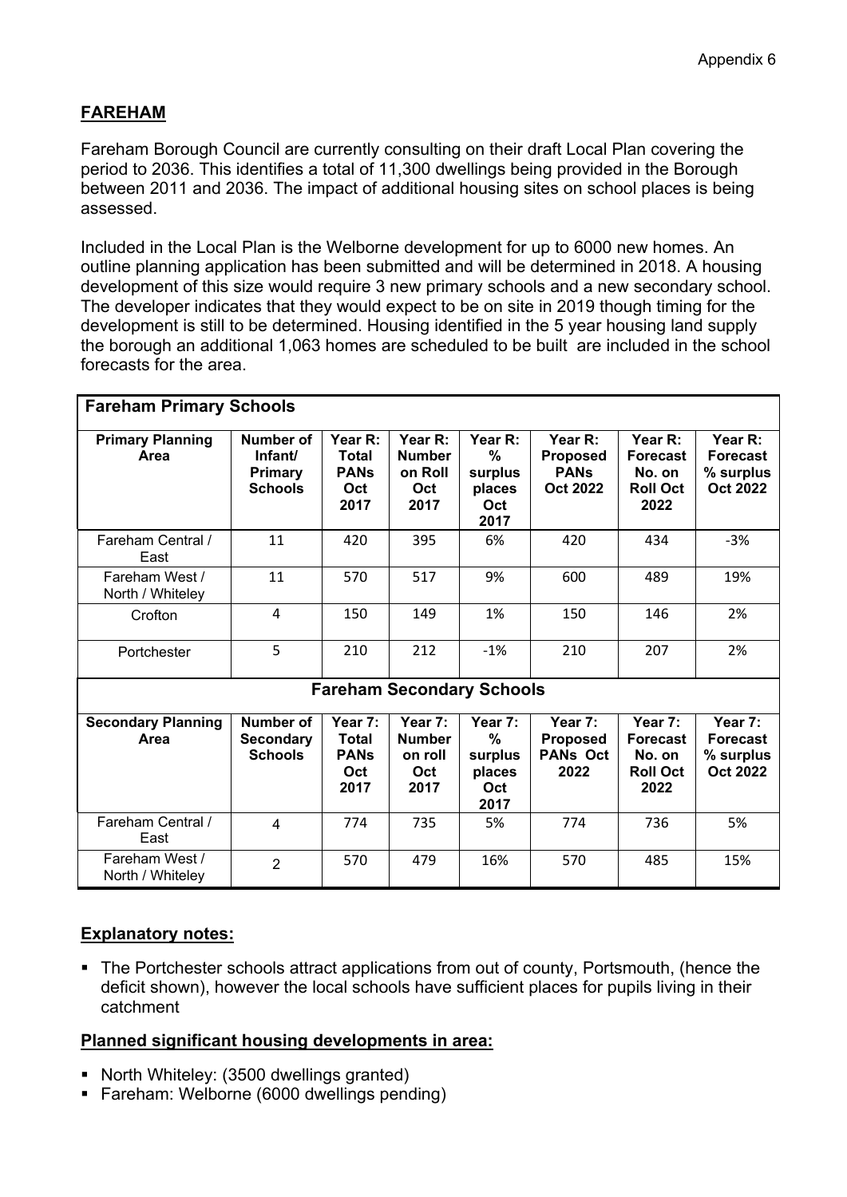Appendix 6

## FAREHAM

Fareham Borough Council are currently consulting on their draft Local Plan covering the period to 2036. This identifies a total of 11,300 dwellings being provided in the Borough between 2011 and 2036. The impact of additional housing sites on school places is being assessed.

Included in the Local Plan is the Welborne development for up to 6000 new homes. An outline planning application has been submitted and will be determined in 2018. A housing development of this size would require 3 new primary schools and a new secondary school. The developer indicates that they would expect to be on site in 2019 though timing for the development is still to be determined. Housing identified in the 5 year housing land supply the borough an additional 1,063 homes are scheduled to be built are included in the school forecasts for the area.

**Fareham Primary Schools**

| Primary Planning Area | Number of Infant/ Primary Schools | Year R: Total PANs Oct 2017 | Year R: Number on Roll Oct 2017 | Year R: % surplus places Oct 2017 | Year R: Proposed PANs Oct 2022 | Year R: Forecast No. on Roll Oct 2022 | Year R: Forecast % surplus Oct 2022 |
|---|---|---|---|---|---|---|---|
| Fareham Central / East | 11 | 420 | 395 | 6% | 420 | 434 | -3% |
| Fareham West / North / Whiteley | 11 | 570 | 517 | 9% | 600 | 489 | 19% |
| Crofton | 4 | 150 | 149 | 1% | 150 | 146 | 2% |
| Portchester | 5 | 210 | 212 | -1% | 210 | 207 | 2% |

**Fareham Secondary Schools**

| Secondary Planning Area | Number of Secondary Schools | Year 7: Total PANs Oct 2017 | Year 7: Number on roll Oct 2017 | Year 7: % surplus places Oct 2017 | Year 7: Proposed PANs Oct 2022 | Year 7: Forecast No. on Roll Oct 2022 | Year 7: Forecast % surplus Oct 2022 |
|---|---|---|---|---|---|---|---|
| Fareham Central / East | 4 | 774 | 735 | 5% | 774 | 736 | 5% |
| Fareham West / North / Whiteley | 2 | 570 | 479 | 16% | 570 | 485 | 15% |

**Explanatory notes:**

- The Portchester schools attract applications from out of county, Portsmouth, (hence the deficit shown), however the local schools have sufficient places for pupils living in their catchment

**Planned significant housing developments in area:**

- North Whiteley: (3500 dwellings granted)
- Fareham: Welborne (6000 dwellings pending)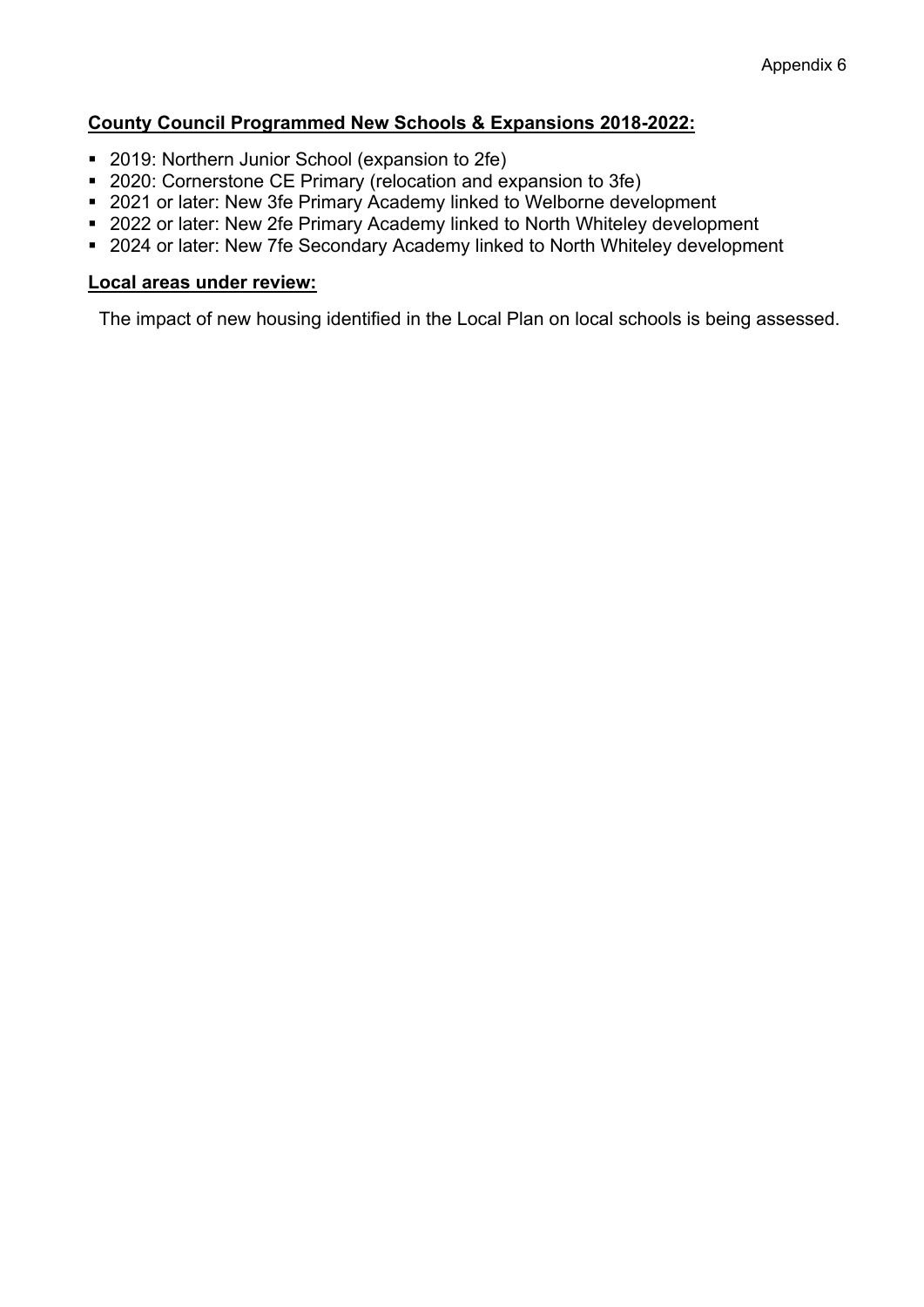Appendix 6

**County Council Programmed New Schools & Expansions 2018-2022:**

- 2019: Northern Junior School (expansion to 2fe)
- 2020: Cornerstone CE Primary (relocation and expansion to 3fe)
- 2021 or later: New 3fe Primary Academy linked to Welborne development
- 2022 or later: New 2fe Primary Academy linked to North Whiteley development
- 2024 or later: New 7fe Secondary Academy linked to North Whiteley development

**Local areas under review:**

The impact of new housing identified in the Local Plan on local schools is being assessed.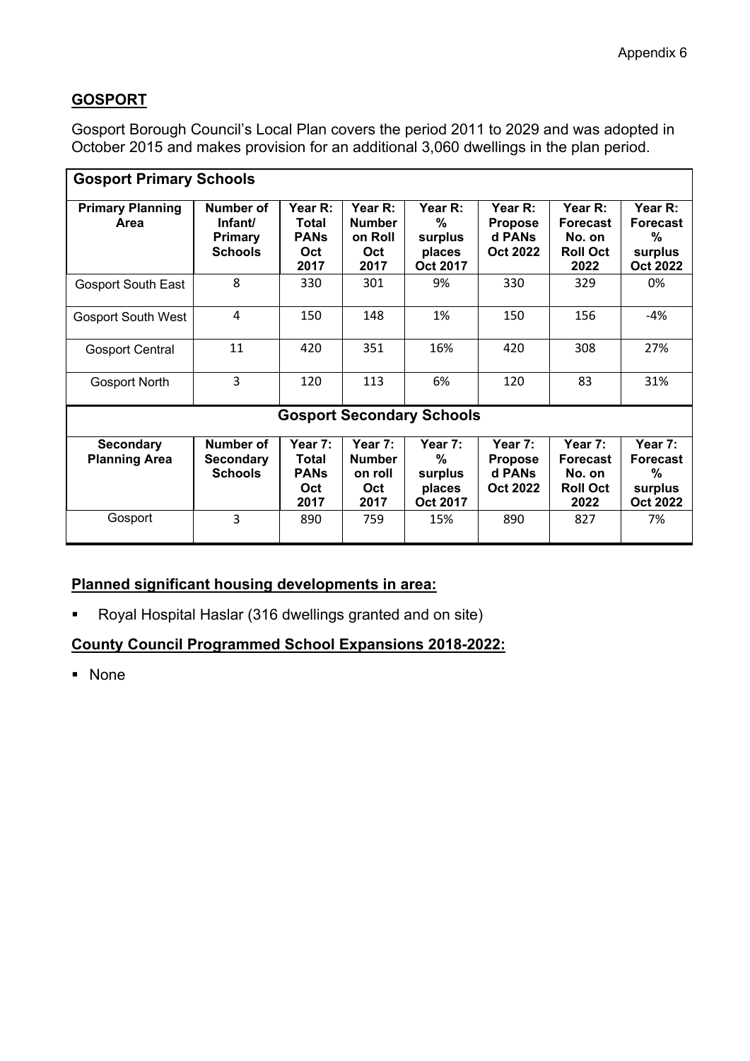Appendix 6

## GOSPORT

Gosport Borough Council's Local Plan covers the period 2011 to 2029 and was adopted in October 2015 and makes provision for an additional 3,060 dwellings in the plan period.

| Gosport Primary Schools | | | | | | | |
|---|---|---|---|---|---|---|---|
| **Primary Planning Area** | **Number of Infant/ Primary Schools** | **Year R: Total PANs Oct 2017** | **Year R: Number on Roll Oct 2017** | **Year R: % surplus places Oct 2017** | **Year R: Proposed PANs Oct 2022** | **Year R: Forecast No. on Roll Oct 2022** | **Year R: Forecast % surplus Oct 2022** |
| Gosport South East | 8 | 330 | 301 | 9% | 330 | 329 | 0% |
| Gosport South West | 4 | 150 | 148 | 1% | 150 | 156 | -4% |
| Gosport Central | 11 | 420 | 351 | 16% | 420 | 308 | 27% |
| Gosport North | 3 | 120 | 113 | 6% | 120 | 83 | 31% |
| **Gosport Secondary Schools** | | | | | | | |
| **Secondary Planning Area** | **Number of Secondary Schools** | **Year 7: Total PANs Oct 2017** | **Year 7: Number on roll Oct 2017** | **Year 7: % surplus places Oct 2017** | **Year 7: Proposed PANs Oct 2022** | **Year 7: Forecast No. on Roll Oct 2022** | **Year 7: Forecast % surplus Oct 2022** |
| Gosport | 3 | 890 | 759 | 15% | 890 | 827 | 7% |

**Planned significant housing developments in area:**

- Royal Hospital Haslar (316 dwellings granted and on site)

**County Council Programmed School Expansions 2018-2022:**

- None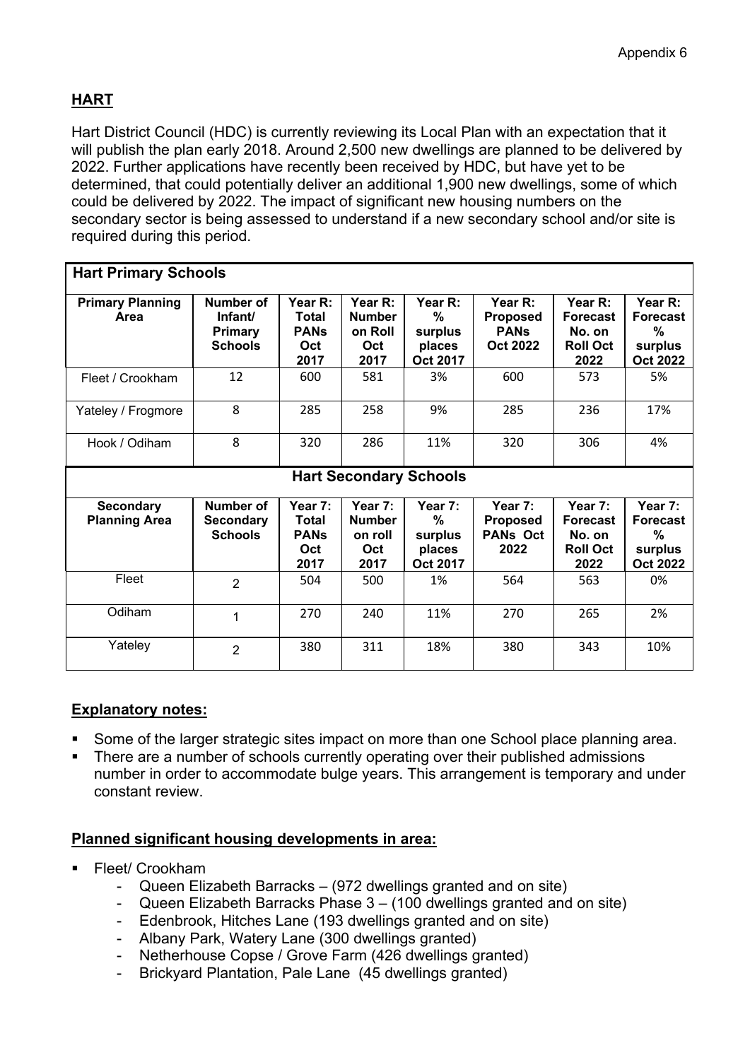Appendix 6

## HART

Hart District Council (HDC) is currently reviewing its Local Plan with an expectation that it will publish the plan early 2018. Around 2,500 new dwellings are planned to be delivered by 2022. Further applications have recently been received by HDC, but have yet to be determined, that could potentially deliver an additional 1,900 new dwellings, some of which could be delivered by 2022. The impact of significant new housing numbers on the secondary sector is being assessed to understand if a new secondary school and/or site is required during this period.

**Hart Primary Schools**

| Primary Planning Area | Number of Infant/ Primary Schools | Year R: Total PANs Oct 2017 | Year R: Number on Roll Oct 2017 | Year R: % surplus places Oct 2017 | Year R: Proposed PANs Oct 2022 | Year R: Forecast No. on Roll Oct 2022 | Year R: Forecast % surplus Oct 2022 |
|---|---|---|---|---|---|---|---|
| Fleet / Crookham | 12 | 600 | 581 | 3% | 600 | 573 | 5% |
| Yateley / Frogmore | 8 | 285 | 258 | 9% | 285 | 236 | 17% |
| Hook / Odiham | 8 | 320 | 286 | 11% | 320 | 306 | 4% |

**Hart Secondary Schools**

| Secondary Planning Area | Number of Secondary Schools | Year 7: Total PANs Oct 2017 | Year 7: Number on roll Oct 2017 | Year 7: % surplus places Oct 2017 | Year 7: Proposed PANs Oct 2022 | Year 7: Forecast No. on Roll Oct 2022 | Year 7: Forecast % surplus Oct 2022 |
|---|---|---|---|---|---|---|---|
| Fleet | 2 | 504 | 500 | 1% | 564 | 563 | 0% |
| Odiham | 1 | 270 | 240 | 11% | 270 | 265 | 2% |
| Yateley | 2 | 380 | 311 | 18% | 380 | 343 | 10% |

### Explanatory notes:

- Some of the larger strategic sites impact on more than one School place planning area.
- There are a number of schools currently operating over their published admissions number in order to accommodate bulge years. This arrangement is temporary and under constant review.

### Planned significant housing developments in area:

- Fleet/ Crookham
  - Queen Elizabeth Barracks – (972 dwellings granted and on site)
  - Queen Elizabeth Barracks Phase 3 – (100 dwellings granted and on site)
  - Edenbrook, Hitches Lane (193 dwellings granted and on site)
  - Albany Park, Watery Lane (300 dwellings granted)
  - Netherhouse Copse / Grove Farm (426 dwellings granted)
  - Brickyard Plantation, Pale Lane (45 dwellings granted)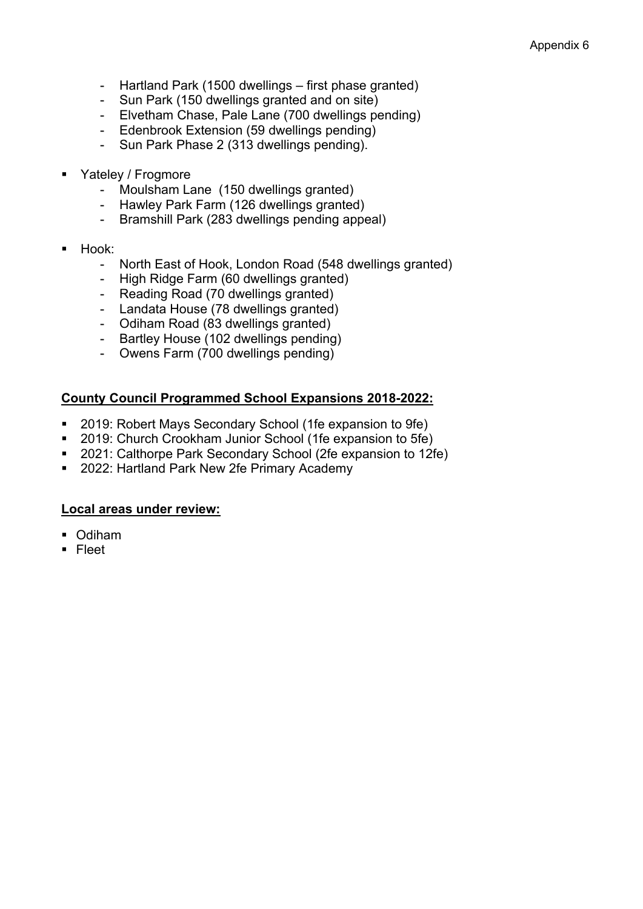- Hartland Park (1500 dwellings – first phase granted)
    - Sun Park (150 dwellings granted and on site)
    - Elvetham Chase, Pale Lane (700 dwellings pending)
    - Edenbrook Extension (59 dwellings pending)
    - Sun Park Phase 2 (313 dwellings pending).

- Yateley / Frogmore
    - Moulsham Lane (150 dwellings granted)
    - Hawley Park Farm (126 dwellings granted)
    - Bramshill Park (283 dwellings pending appeal)

- Hook:
    - North East of Hook, London Road (548 dwellings granted)
    - High Ridge Farm (60 dwellings granted)
    - Reading Road (70 dwellings granted)
    - Landata House (78 dwellings granted)
    - Odiham Road (83 dwellings granted)
    - Bartley House (102 dwellings pending)
    - Owens Farm (700 dwellings pending)

**County Council Programmed School Expansions 2018-2022:**

- 2019: Robert Mays Secondary School (1fe expansion to 9fe)
- 2019: Church Crookham Junior School (1fe expansion to 5fe)
- 2021: Calthorpe Park Secondary School (2fe expansion to 12fe)
- 2022: Hartland Park New 2fe Primary Academy

**Local areas under review:**

- Odiham
- Fleet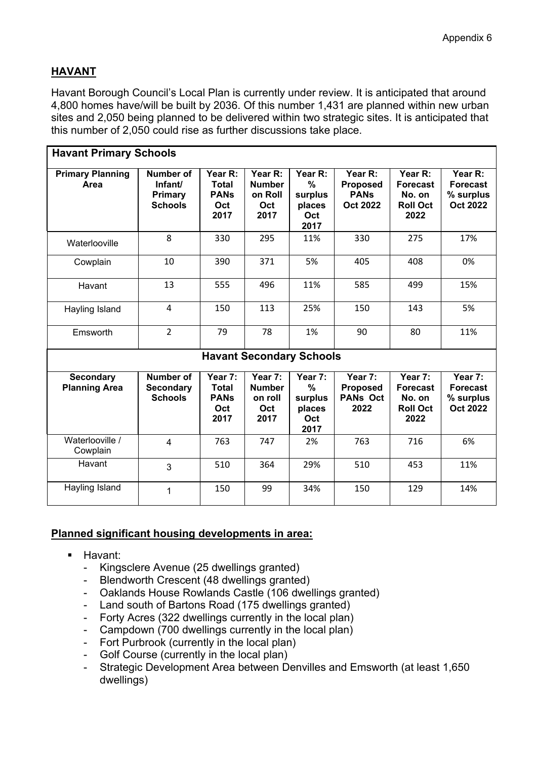Appendix 6

## HAVANT

Havant Borough Council's Local Plan is currently under review. It is anticipated that around 4,800 homes have/will be built by 2036. Of this number 1,431 are planned within new urban sites and 2,050 being planned to be delivered within two strategic sites. It is anticipated that this number of 2,050 could rise as further discussions take place.

**Havant Primary Schools**

| Primary Planning Area | Number of Infant/ Primary Schools | Year R: Total PANs Oct 2017 | Year R: Number on Roll Oct 2017 | Year R: % surplus places Oct 2017 | Year R: Proposed PANs Oct 2022 | Year R: Forecast No. on Roll Oct 2022 | Year R: Forecast % surplus Oct 2022 |
|---|---|---|---|---|---|---|---|
| Waterlooville | 8 | 330 | 295 | 11% | 330 | 275 | 17% |
| Cowplain | 10 | 390 | 371 | 5% | 405 | 408 | 0% |
| Havant | 13 | 555 | 496 | 11% | 585 | 499 | 15% |
| Hayling Island | 4 | 150 | 113 | 25% | 150 | 143 | 5% |
| Emsworth | 2 | 79 | 78 | 1% | 90 | 80 | 11% |

**Havant Secondary Schools**

| Secondary Planning Area | Number of Secondary Schools | Year 7: Total PANs Oct 2017 | Year 7: Number on roll Oct 2017 | Year 7: % surplus places Oct 2017 | Year 7: Proposed PANs Oct 2022 | Year 7: Forecast No. on Roll Oct 2022 | Year 7: Forecast % surplus Oct 2022 |
|---|---|---|---|---|---|---|---|
| Waterlooville / Cowplain | 4 | 763 | 747 | 2% | 763 | 716 | 6% |
| Havant | 3 | 510 | 364 | 29% | 510 | 453 | 11% |
| Hayling Island | 1 | 150 | 99 | 34% | 150 | 129 | 14% |

**Planned significant housing developments in area:**

- Havant:
  - Kingsclere Avenue (25 dwellings granted)
  - Blendworth Crescent (48 dwellings granted)
  - Oaklands House Rowlands Castle (106 dwellings granted)
  - Land south of Bartons Road (175 dwellings granted)
  - Forty Acres (322 dwellings currently in the local plan)
  - Campdown (700 dwellings currently in the local plan)
  - Fort Purbrook (currently in the local plan)
  - Golf Course (currently in the local plan)
  - Strategic Development Area between Denvilles and Emsworth (at least 1,650 dwellings)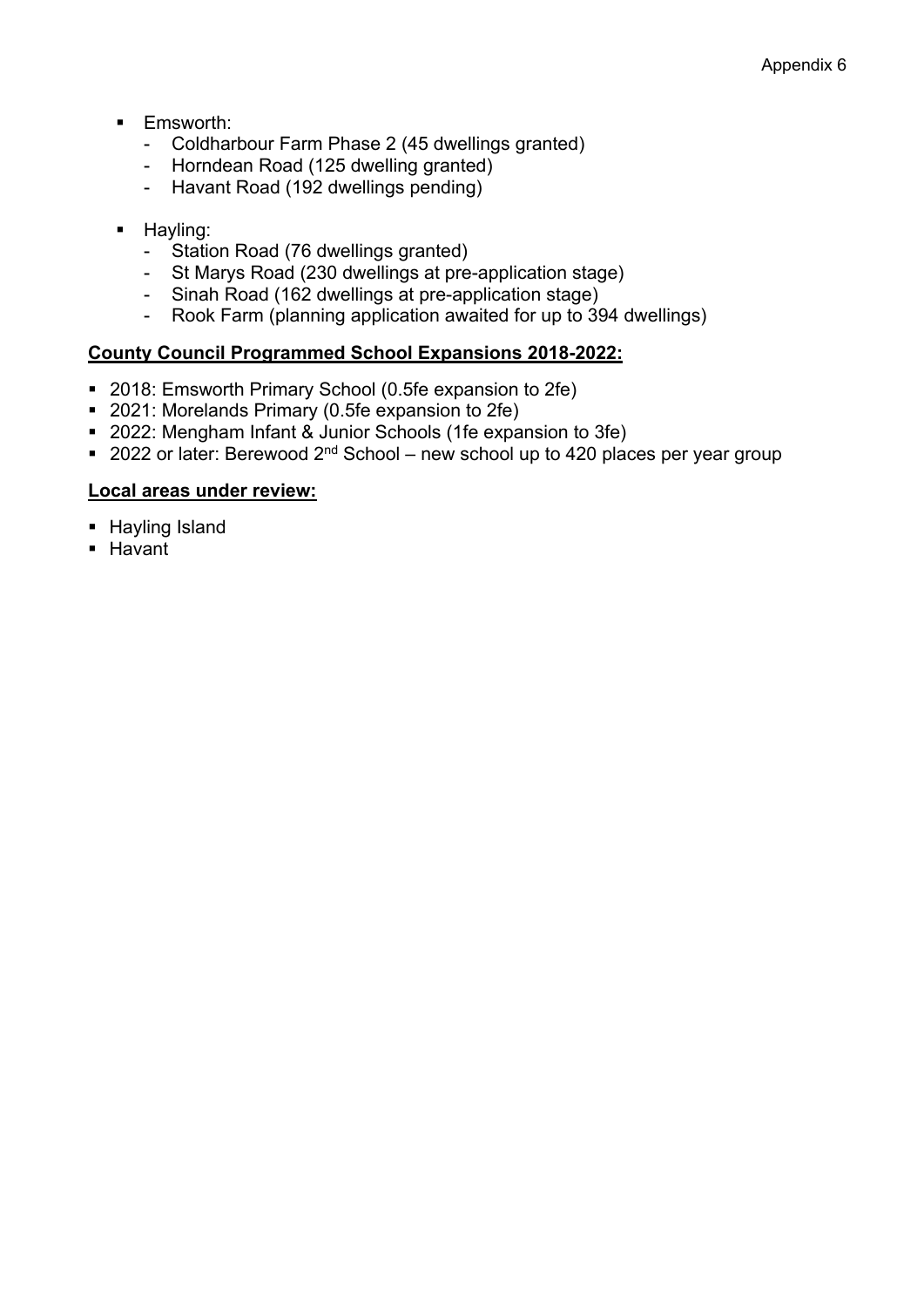Appendix 6

- Emsworth:
  - Coldharbour Farm Phase 2 (45 dwellings granted)
  - Horndean Road (125 dwelling granted)
  - Havant Road (192 dwellings pending)

- Hayling:
  - Station Road (76 dwellings granted)
  - St Marys Road (230 dwellings at pre-application stage)
  - Sinah Road (162 dwellings at pre-application stage)
  - Rook Farm (planning application awaited for up to 394 dwellings)

**County Council Programmed School Expansions 2018-2022:**

- 2018: Emsworth Primary School (0.5fe expansion to 2fe)
- 2021: Morelands Primary (0.5fe expansion to 2fe)
- 2022: Mengham Infant & Junior Schools (1fe expansion to 3fe)
- 2022 or later: Berewood 2nd School – new school up to 420 places per year group

**Local areas under review:**

- Hayling Island
- Havant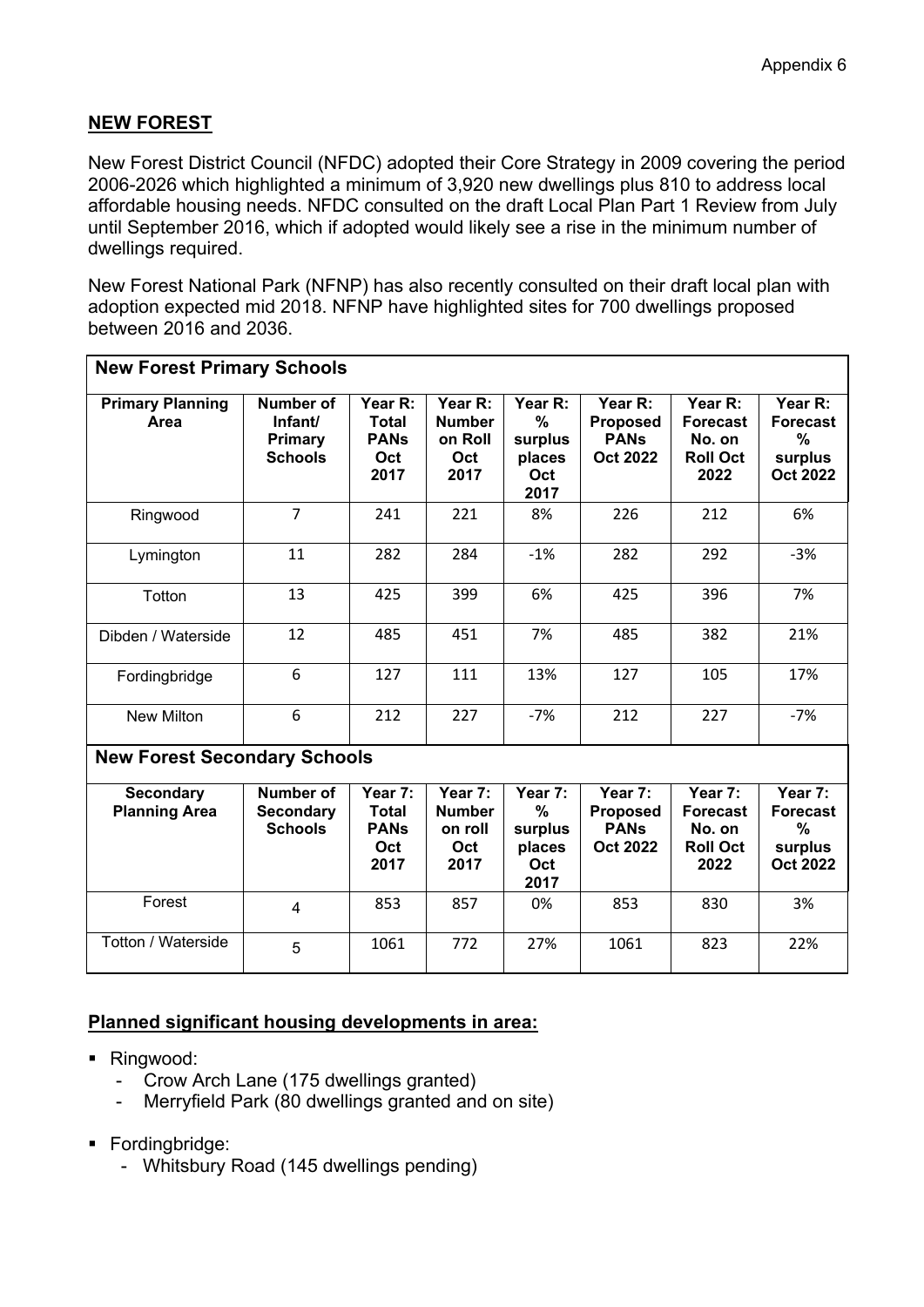Appendix 6

## NEW FOREST

New Forest District Council (NFDC) adopted their Core Strategy in 2009 covering the period 2006-2026 which highlighted a minimum of 3,920 new dwellings plus 810 to address local affordable housing needs. NFDC consulted on the draft Local Plan Part 1 Review from July until September 2016, which if adopted would likely see a rise in the minimum number of dwellings required.

New Forest National Park (NFNP) has also recently consulted on their draft local plan with adoption expected mid 2018. NFNP have highlighted sites for 700 dwellings proposed between 2016 and 2036.

| New Forest Primary Schools | | | | | | | |
|---|---|---|---|---|---|---|---|
| **Primary Planning Area** | **Number of Infant/ Primary Schools** | **Year R: Total PANs Oct 2017** | **Year R: Number on Roll Oct 2017** | **Year R: % surplus places Oct 2017** | **Year R: Proposed PANs Oct 2022** | **Year R: Forecast No. on Roll Oct 2022** | **Year R: Forecast % surplus Oct 2022** |
| Ringwood | 7 | 241 | 221 | 8% | 226 | 212 | 6% |
| Lymington | 11 | 282 | 284 | -1% | 282 | 292 | -3% |
| Totton | 13 | 425 | 399 | 6% | 425 | 396 | 7% |
| Dibden / Waterside | 12 | 485 | 451 | 7% | 485 | 382 | 21% |
| Fordingbridge | 6 | 127 | 111 | 13% | 127 | 105 | 17% |
| New Milton | 6 | 212 | 227 | -7% | 212 | 227 | -7% |

| New Forest Secondary Schools | | | | | | | |
|---|---|---|---|---|---|---|---|
| **Secondary Planning Area** | **Number of Secondary Schools** | **Year 7: Total PANs Oct 2017** | **Year 7: Number on roll Oct 2017** | **Year 7: % surplus places Oct 2017** | **Year 7: Proposed PANs Oct 2022** | **Year 7: Forecast No. on Roll Oct 2022** | **Year 7: Forecast % surplus Oct 2022** |
| Forest | 4 | 853 | 857 | 0% | 853 | 830 | 3% |
| Totton / Waterside | 5 | 1061 | 772 | 27% | 1061 | 823 | 22% |

### Planned significant housing developments in area:

- Ringwood:
  - Crow Arch Lane (175 dwellings granted)
  - Merryfield Park (80 dwellings granted and on site)
- Fordingbridge:
  - Whitsbury Road (145 dwellings pending)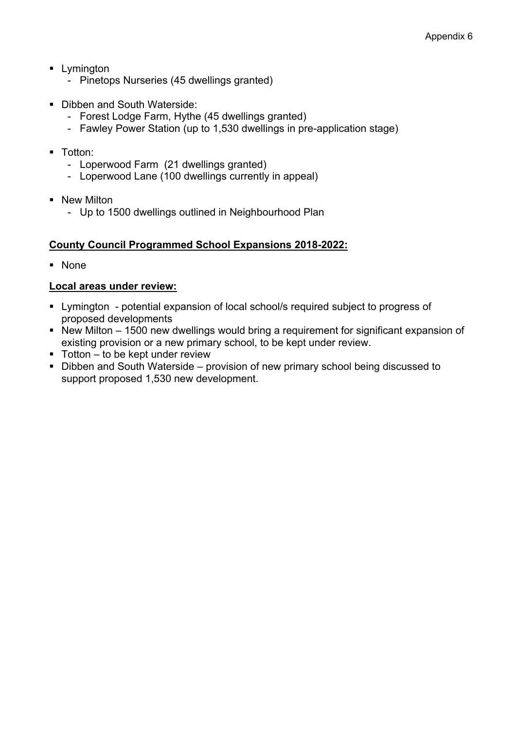- Lymington
  - Pinetops Nurseries (45 dwellings granted)

- Dibben and South Waterside:
  - Forest Lodge Farm, Hythe (45 dwellings granted)
  - Fawley Power Station (up to 1,530 dwellings in pre-application stage)

- Totton:
  - Loperwood Farm (21 dwellings granted)
  - Loperwood Lane (100 dwellings currently in appeal)

- New Milton
  - Up to 1500 dwellings outlined in Neighbourhood Plan

**County Council Programmed School Expansions 2018-2022:**

- None

**Local areas under review:**

- Lymington - potential expansion of local school/s required subject to progress of proposed developments
- New Milton – 1500 new dwellings would bring a requirement for significant expansion of existing provision or a new primary school, to be kept under review.
- Totton – to be kept under review
- Dibben and South Waterside – provision of new primary school being discussed to support proposed 1,530 new development.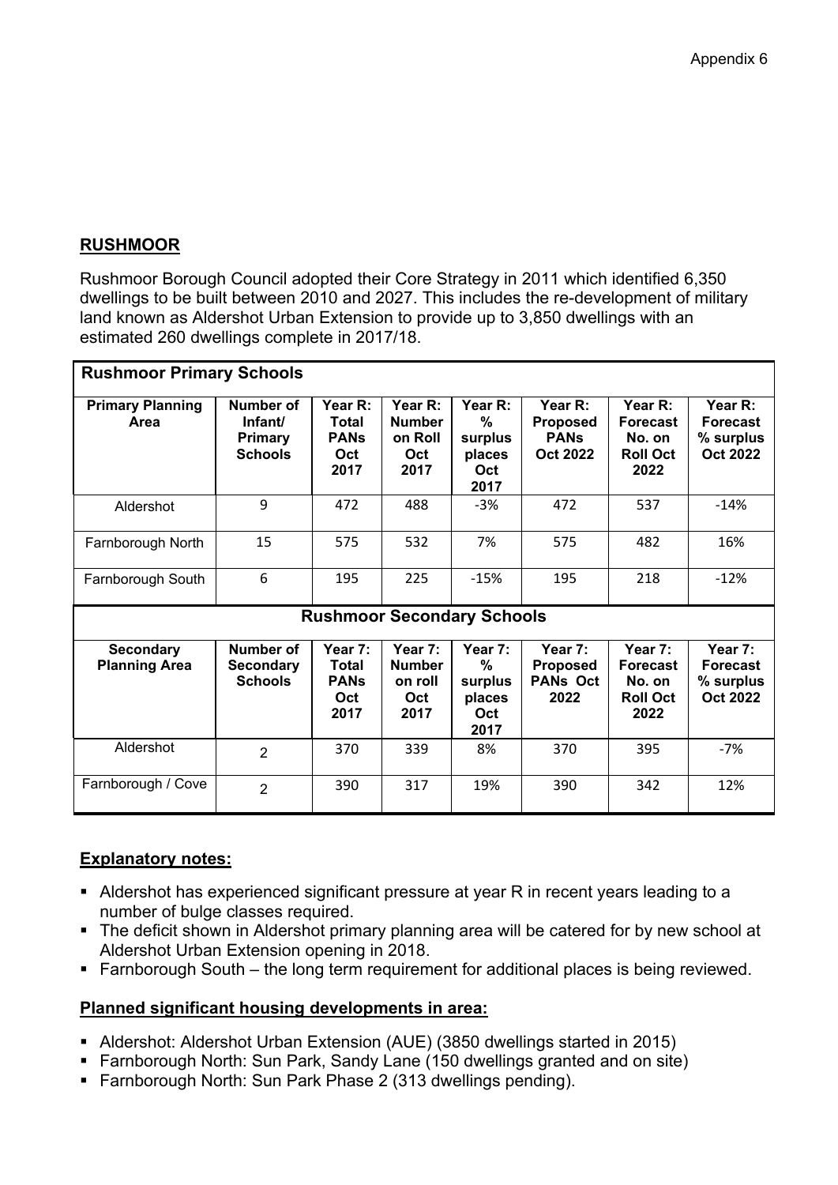Appendix 6

## RUSHMOOR

Rushmoor Borough Council adopted their Core Strategy in 2011 which identified 6,350 dwellings to be built between 2010 and 2027. This includes the re-development of military land known as Aldershot Urban Extension to provide up to 3,850 dwellings with an estimated 260 dwellings complete in 2017/18.

**Rushmoor Primary Schools**

| Primary Planning Area | Number of Infant/ Primary Schools | Year R: Total PANs Oct 2017 | Year R: Number on Roll Oct 2017 | Year R: % surplus places Oct 2017 | Year R: Proposed PANs Oct 2022 | Year R: Forecast No. on Roll Oct 2022 | Year R: Forecast % surplus Oct 2022 |
|---|---|---|---|---|---|---|---|
| Aldershot | 9 | 472 | 488 | -3% | 472 | 537 | -14% |
| Farnborough North | 15 | 575 | 532 | 7% | 575 | 482 | 16% |
| Farnborough South | 6 | 195 | 225 | -15% | 195 | 218 | -12% |

**Rushmoor Secondary Schools**

| Secondary Planning Area | Number of Secondary Schools | Year 7: Total PANs Oct 2017 | Year 7: Number on roll Oct 2017 | Year 7: % surplus places Oct 2017 | Year 7: Proposed PANs Oct 2022 | Year 7: Forecast No. on Roll Oct 2022 | Year 7: Forecast % surplus Oct 2022 |
|---|---|---|---|---|---|---|---|
| Aldershot | 2 | 370 | 339 | 8% | 370 | 395 | -7% |
| Farnborough / Cove | 2 | 390 | 317 | 19% | 390 | 342 | 12% |

**Explanatory notes:**

- Aldershot has experienced significant pressure at year R in recent years leading to a number of bulge classes required.
- The deficit shown in Aldershot primary planning area will be catered for by new school at Aldershot Urban Extension opening in 2018.
- Farnborough South – the long term requirement for additional places is being reviewed.

**Planned significant housing developments in area:**

- Aldershot: Aldershot Urban Extension (AUE) (3850 dwellings started in 2015)
- Farnborough North: Sun Park, Sandy Lane (150 dwellings granted and on site)
- Farnborough North: Sun Park Phase 2 (313 dwellings pending).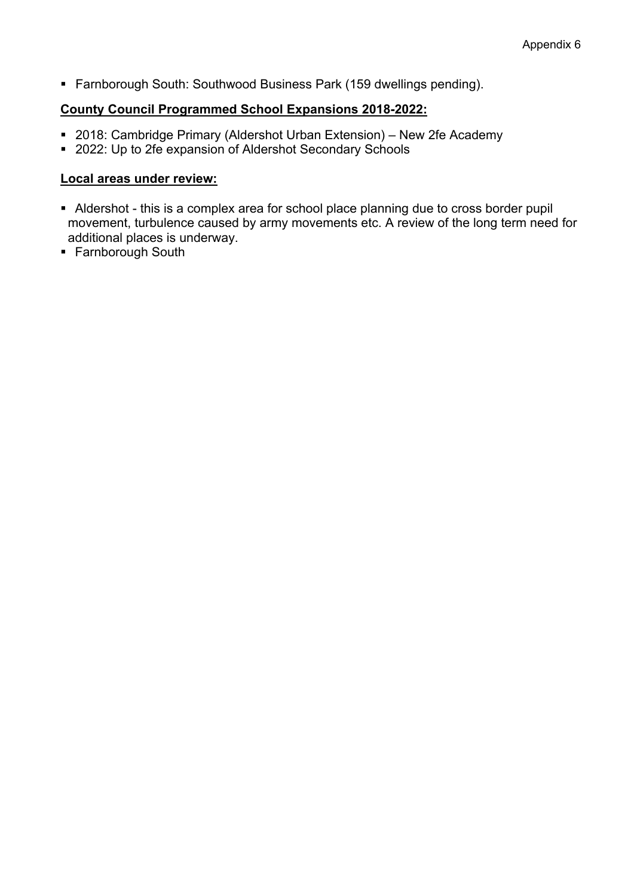- Farnborough South: Southwood Business Park (159 dwellings pending).

**County Council Programmed School Expansions 2018-2022:**

- 2018: Cambridge Primary (Aldershot Urban Extension) – New 2fe Academy
- 2022: Up to 2fe expansion of Aldershot Secondary Schools

**Local areas under review:**

- Aldershot - this is a complex area for school place planning due to cross border pupil movement, turbulence caused by army movements etc. A review of the long term need for additional places is underway.
- Farnborough South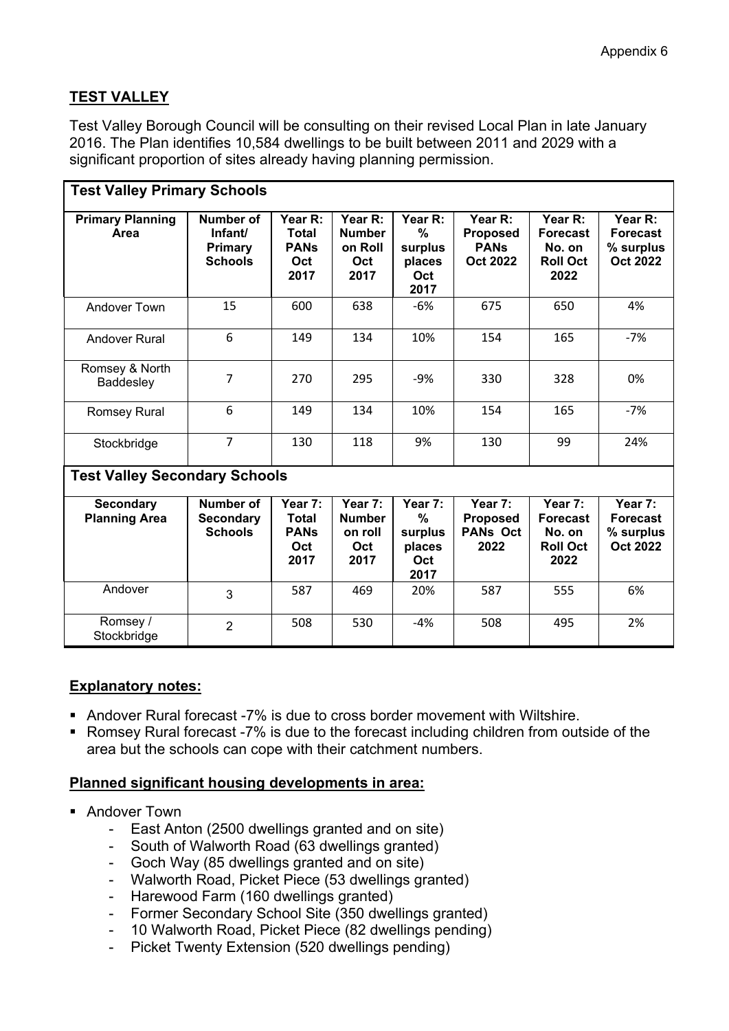Appendix 6

## TEST VALLEY

Test Valley Borough Council will be consulting on their revised Local Plan in late January 2016. The Plan identifies 10,584 dwellings to be built between 2011 and 2029 with a significant proportion of sites already having planning permission.

**Test Valley Primary Schools**

| Primary Planning Area | Number of Infant/ Primary Schools | Year R: Total PANs Oct 2017 | Year R: Number on Roll Oct 2017 | Year R: % surplus places Oct 2017 | Year R: Proposed PANs Oct 2022 | Year R: Forecast No. on Roll Oct 2022 | Year R: Forecast % surplus Oct 2022 |
|---|---|---|---|---|---|---|---|
| Andover Town | 15 | 600 | 638 | -6% | 675 | 650 | 4% |
| Andover Rural | 6 | 149 | 134 | 10% | 154 | 165 | -7% |
| Romsey & North Baddesley | 7 | 270 | 295 | -9% | 330 | 328 | 0% |
| Romsey Rural | 6 | 149 | 134 | 10% | 154 | 165 | -7% |
| Stockbridge | 7 | 130 | 118 | 9% | 130 | 99 | 24% |

**Test Valley Secondary Schools**

| Secondary Planning Area | Number of Secondary Schools | Year 7: Total PANs Oct 2017 | Year 7: Number on roll Oct 2017 | Year 7: % surplus places Oct 2017 | Year 7: Proposed PANs Oct 2022 | Year 7: Forecast No. on Roll Oct 2022 | Year 7: Forecast % surplus Oct 2022 |
|---|---|---|---|---|---|---|---|
| Andover | 3 | 587 | 469 | 20% | 587 | 555 | 6% |
| Romsey / Stockbridge | 2 | 508 | 530 | -4% | 508 | 495 | 2% |

### Explanatory notes:

- Andover Rural forecast -7% is due to cross border movement with Wiltshire.
- Romsey Rural forecast -7% is due to the forecast including children from outside of the area but the schools can cope with their catchment numbers.

### Planned significant housing developments in area:

- Andover Town
  - East Anton (2500 dwellings granted and on site)
  - South of Walworth Road (63 dwellings granted)
  - Goch Way (85 dwellings granted and on site)
  - Walworth Road, Picket Piece (53 dwellings granted)
  - Harewood Farm (160 dwellings granted)
  - Former Secondary School Site (350 dwellings granted)
  - 10 Walworth Road, Picket Piece (82 dwellings pending)
  - Picket Twenty Extension (520 dwellings pending)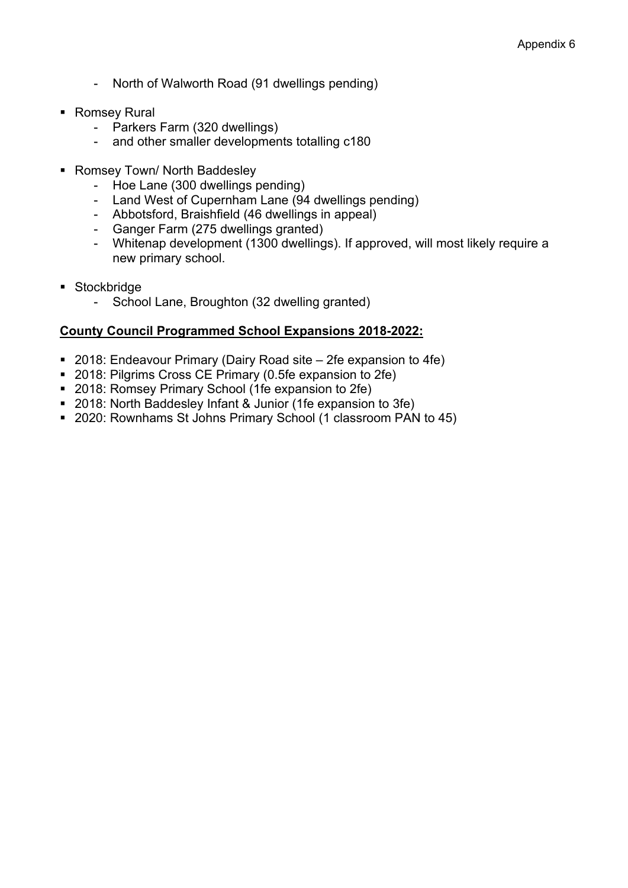- North of Walworth Road (91 dwellings pending)

- Romsey Rural
  - Parkers Farm (320 dwellings)
  - and other smaller developments totalling c180

- Romsey Town/ North Baddesley
  - Hoe Lane (300 dwellings pending)
  - Land West of Cupernham Lane (94 dwellings pending)
  - Abbotsford, Braishfield (46 dwellings in appeal)
  - Ganger Farm (275 dwellings granted)
  - Whitenap development (1300 dwellings). If approved, will most likely require a new primary school.

- Stockbridge
  - School Lane, Broughton (32 dwelling granted)

**County Council Programmed School Expansions 2018-2022:**

- 2018: Endeavour Primary (Dairy Road site – 2fe expansion to 4fe)
- 2018: Pilgrims Cross CE Primary (0.5fe expansion to 2fe)
- 2018: Romsey Primary School (1fe expansion to 2fe)
- 2018: North Baddesley Infant & Junior (1fe expansion to 3fe)
- 2020: Rownhams St Johns Primary School (1 classroom PAN to 45)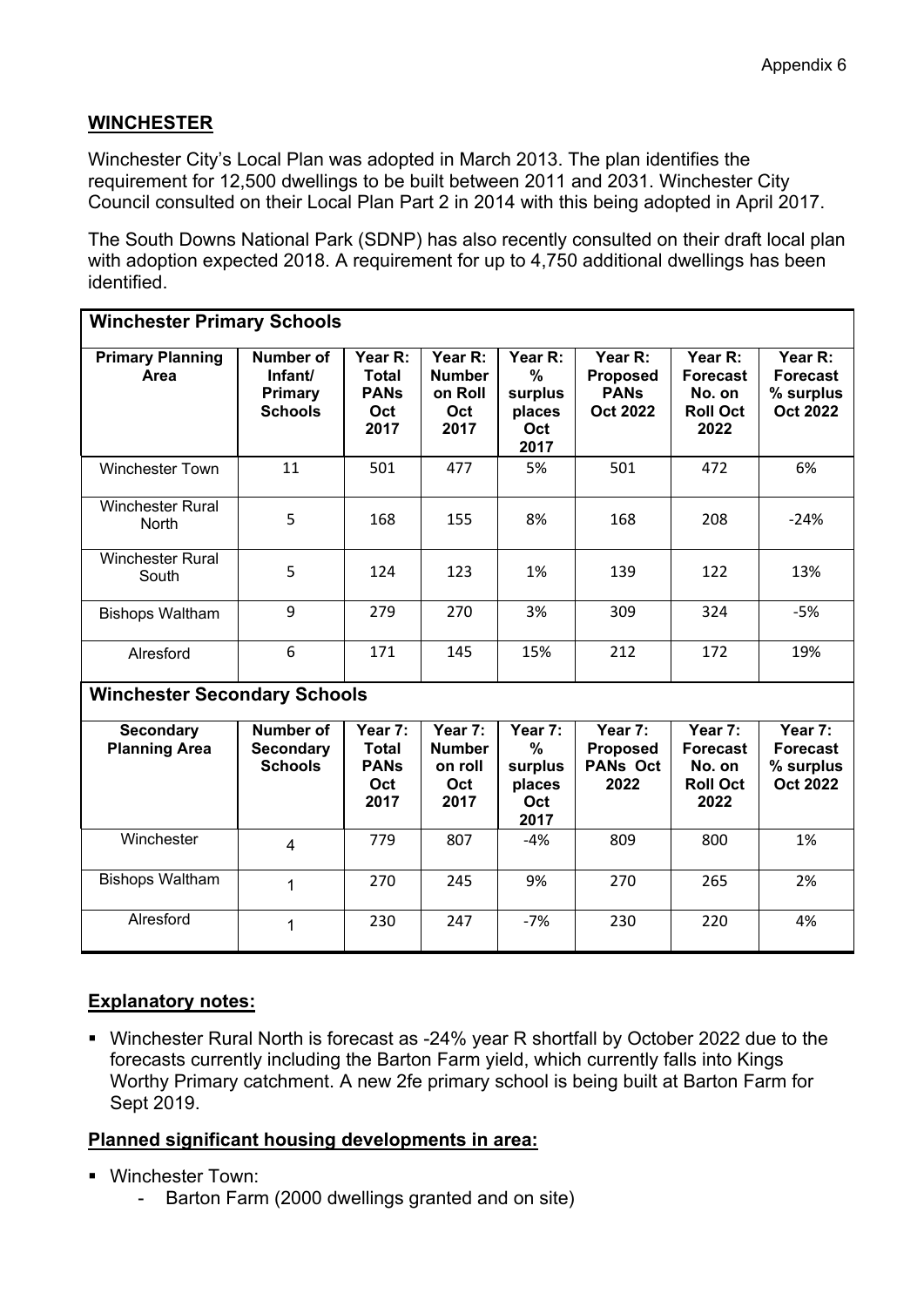Appendix 6

## WINCHESTER

Winchester City's Local Plan was adopted in March 2013. The plan identifies the requirement for 12,500 dwellings to be built between 2011 and 2031. Winchester City Council consulted on their Local Plan Part 2 in 2014 with this being adopted in April 2017.

The South Downs National Park (SDNP) has also recently consulted on their draft local plan with adoption expected 2018. A requirement for up to 4,750 additional dwellings has been identified.

**Winchester Primary Schools**

| Primary Planning Area | Number of Infant/ Primary Schools | Year R: Total PANs Oct 2017 | Year R: Number on Roll Oct 2017 | Year R: % surplus places Oct 2017 | Year R: Proposed PANs Oct 2022 | Year R: Forecast No. on Roll Oct 2022 | Year R: Forecast % surplus Oct 2022 |
|---|---|---|---|---|---|---|---|
| Winchester Town | 11 | 501 | 477 | 5% | 501 | 472 | 6% |
| Winchester Rural North | 5 | 168 | 155 | 8% | 168 | 208 | -24% |
| Winchester Rural South | 5 | 124 | 123 | 1% | 139 | 122 | 13% |
| Bishops Waltham | 9 | 279 | 270 | 3% | 309 | 324 | -5% |
| Alresford | 6 | 171 | 145 | 15% | 212 | 172 | 19% |

**Winchester Secondary Schools**

| Secondary Planning Area | Number of Secondary Schools | Year 7: Total PANs Oct 2017 | Year 7: Number on roll Oct 2017 | Year 7: % surplus places Oct 2017 | Year 7: Proposed PANs Oct 2022 | Year 7: Forecast No. on Roll Oct 2022 | Year 7: Forecast % surplus Oct 2022 |
|---|---|---|---|---|---|---|---|
| Winchester | 4 | 779 | 807 | -4% | 809 | 800 | 1% |
| Bishops Waltham | 1 | 270 | 245 | 9% | 270 | 265 | 2% |
| Alresford | 1 | 230 | 247 | -7% | 230 | 220 | 4% |

### Explanatory notes:

- Winchester Rural North is forecast as -24% year R shortfall by October 2022 due to the forecasts currently including the Barton Farm yield, which currently falls into Kings Worthy Primary catchment. A new 2fe primary school is being built at Barton Farm for Sept 2019.

### Planned significant housing developments in area:

- Winchester Town:
  - Barton Farm (2000 dwellings granted and on site)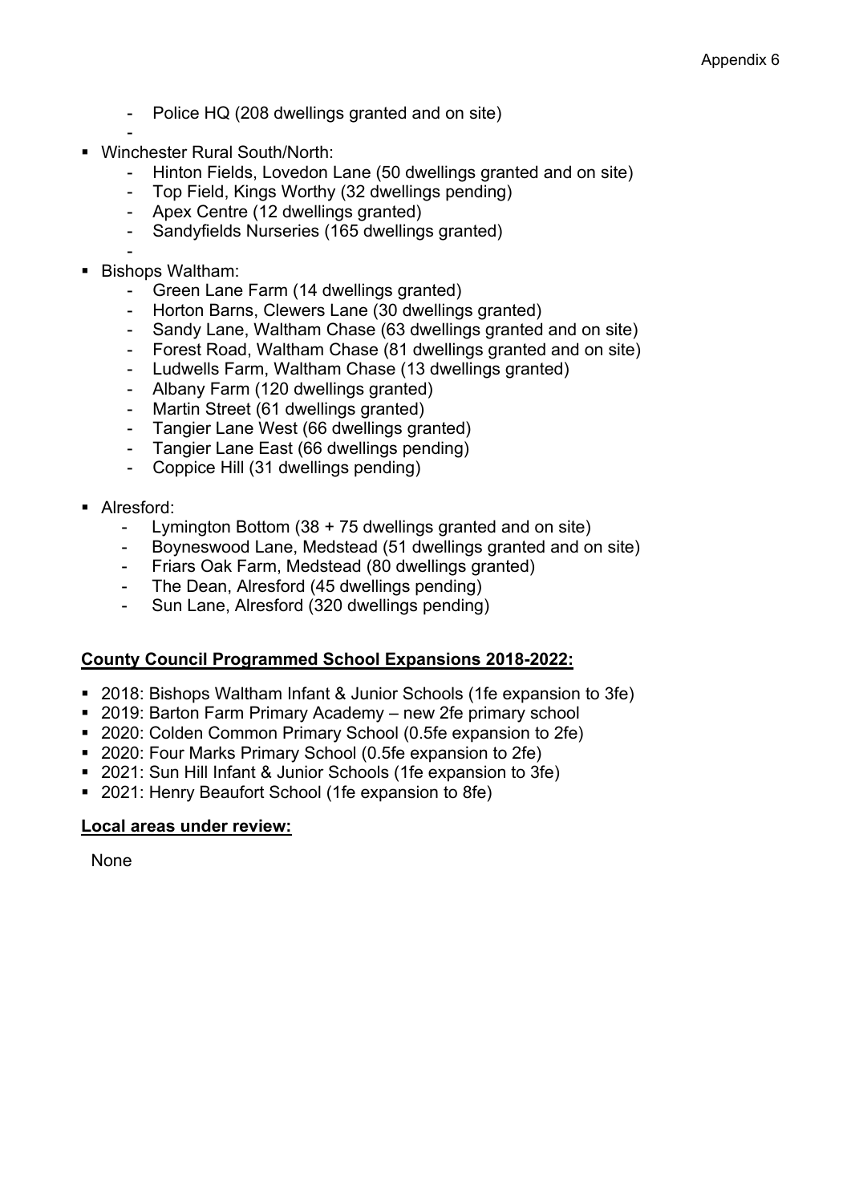- Police HQ (208 dwellings granted and on site)

- Winchester Rural South/North:
  - Hinton Fields, Lovedon Lane (50 dwellings granted and on site)
  - Top Field, Kings Worthy (32 dwellings pending)
  - Apex Centre (12 dwellings granted)
  - Sandyfields Nurseries (165 dwellings granted)

- Bishops Waltham:
  - Green Lane Farm (14 dwellings granted)
  - Horton Barns, Clewers Lane (30 dwellings granted)
  - Sandy Lane, Waltham Chase (63 dwellings granted and on site)
  - Forest Road, Waltham Chase (81 dwellings granted and on site)
  - Ludwells Farm, Waltham Chase (13 dwellings granted)
  - Albany Farm (120 dwellings granted)
  - Martin Street (61 dwellings granted)
  - Tangier Lane West (66 dwellings granted)
  - Tangier Lane East (66 dwellings pending)
  - Coppice Hill (31 dwellings pending)

- Alresford:
  - Lymington Bottom (38 + 75 dwellings granted and on site)
  - Boyneswood Lane, Medstead (51 dwellings granted and on site)
  - Friars Oak Farm, Medstead (80 dwellings granted)
  - The Dean, Alresford (45 dwellings pending)
  - Sun Lane, Alresford (320 dwellings pending)

**<u>County Council Programmed School Expansions 2018-2022:</u>**

- 2018: Bishops Waltham Infant & Junior Schools (1fe expansion to 3fe)
- 2019: Barton Farm Primary Academy – new 2fe primary school
- 2020: Colden Common Primary School (0.5fe expansion to 2fe)
- 2020: Four Marks Primary School (0.5fe expansion to 2fe)
- 2021: Sun Hill Infant & Junior Schools (1fe expansion to 3fe)
- 2021: Henry Beaufort School (1fe expansion to 8fe)

**<u>Local areas under review:</u>**

None